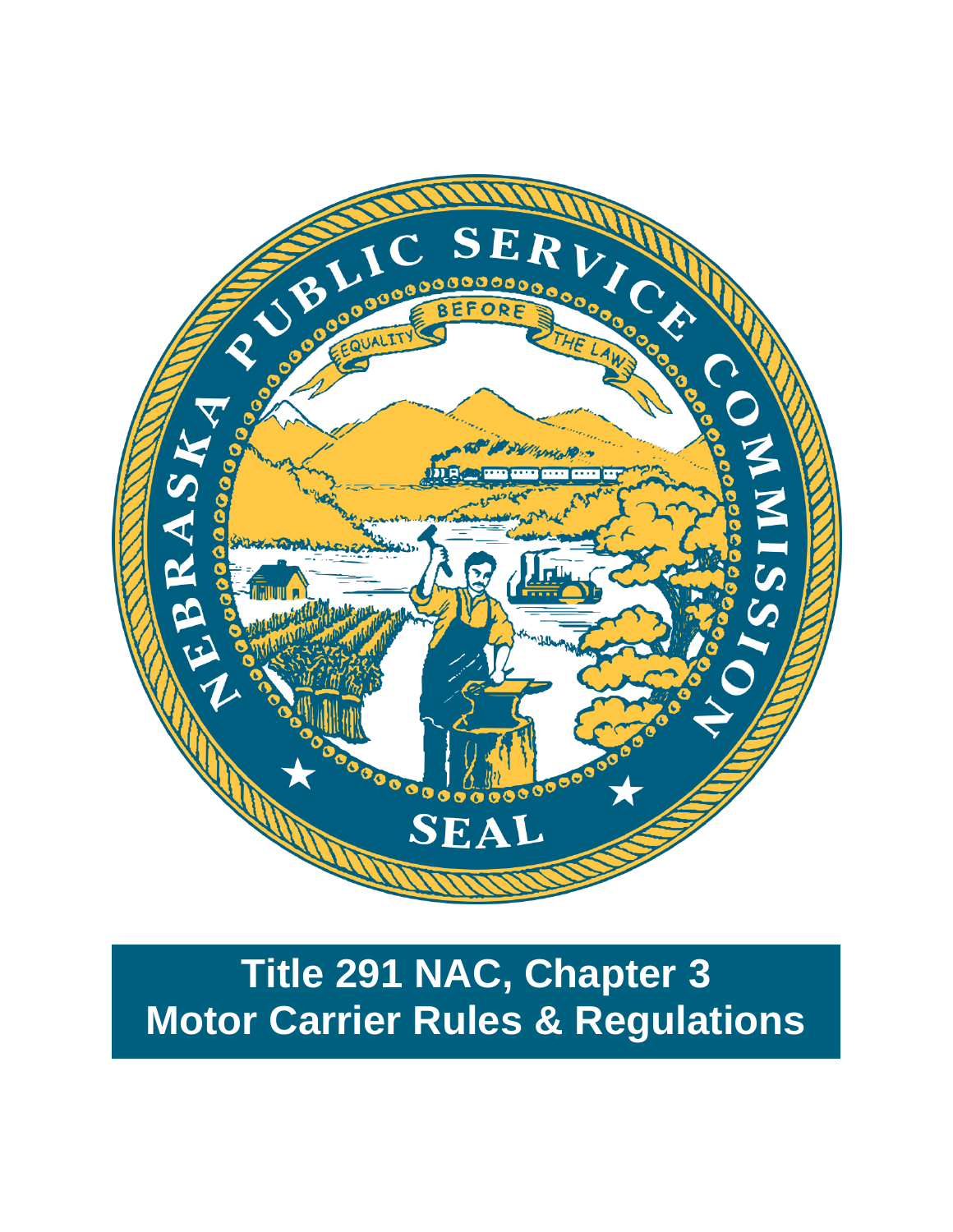# Title 291 NAC, Chapter 3
# Motor Carrier Rules & Regulations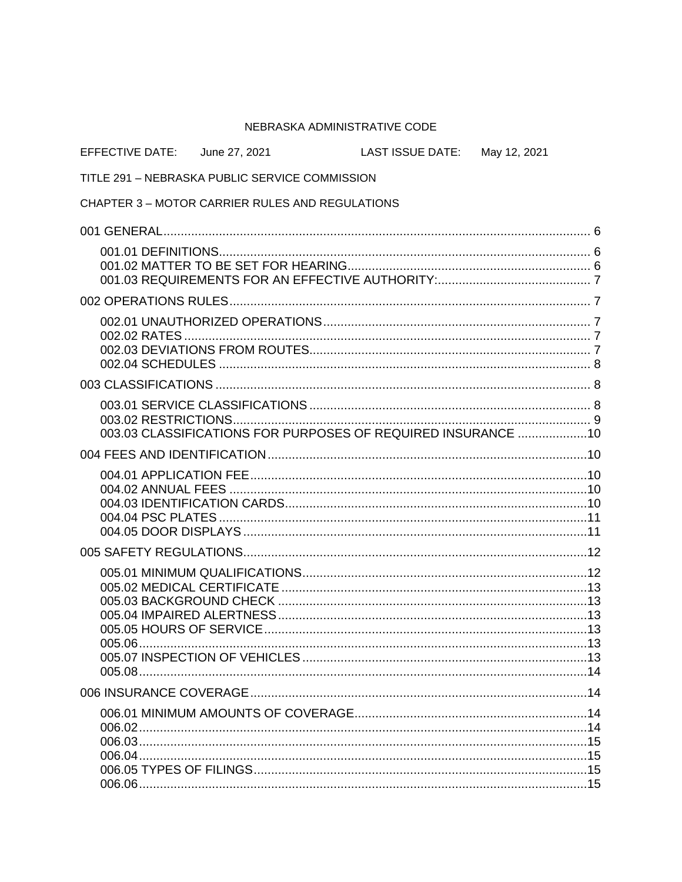NEBRASKA ADMINISTRATIVE CODE

EFFECTIVE DATE: June 27, 2021 LAST ISSUE DATE: May 12, 2021

TITLE 291 – NEBRASKA PUBLIC SERVICE COMMISSION

CHAPTER 3 – MOTOR CARRIER RULES AND REGULATIONS

001 GENERAL .......... 6

- 001.01 DEFINITIONS .......... 6
- 001.02 MATTER TO BE SET FOR HEARING .......... 6
- 001.03 REQUIREMENTS FOR AN EFFECTIVE AUTHORITY: .......... 7

002 OPERATIONS RULES .......... 7

- 002.01 UNAUTHORIZED OPERATIONS .......... 7
- 002.02 RATES .......... 7
- 002.03 DEVIATIONS FROM ROUTES .......... 7
- 002.04 SCHEDULES .......... 8

003 CLASSIFICATIONS .......... 8

- 003.01 SERVICE CLASSIFICATIONS .......... 8
- 003.02 RESTRICTIONS .......... 9
- 003.03 CLASSIFICATIONS FOR PURPOSES OF REQUIRED INSURANCE .......... 10

004 FEES AND IDENTIFICATION .......... 10

- 004.01 APPLICATION FEE .......... 10
- 004.02 ANNUAL FEES .......... 10
- 004.03 IDENTIFICATION CARDS .......... 10
- 004.04 PSC PLATES .......... 11
- 004.05 DOOR DISPLAYS .......... 11

005 SAFETY REGULATIONS .......... 12

- 005.01 MINIMUM QUALIFICATIONS .......... 12
- 005.02 MEDICAL CERTIFICATE .......... 13
- 005.03 BACKGROUND CHECK .......... 13
- 005.04 IMPAIRED ALERTNESS .......... 13
- 005.05 HOURS OF SERVICE .......... 13
- 005.06 .......... 13
- 005.07 INSPECTION OF VEHICLES .......... 13
- 005.08 .......... 14

006 INSURANCE COVERAGE .......... 14

- 006.01 MINIMUM AMOUNTS OF COVERAGE .......... 14
- 006.02 .......... 14
- 006.03 .......... 15
- 006.04 .......... 15
- 006.05 TYPES OF FILINGS .......... 15
- 006.06 .......... 15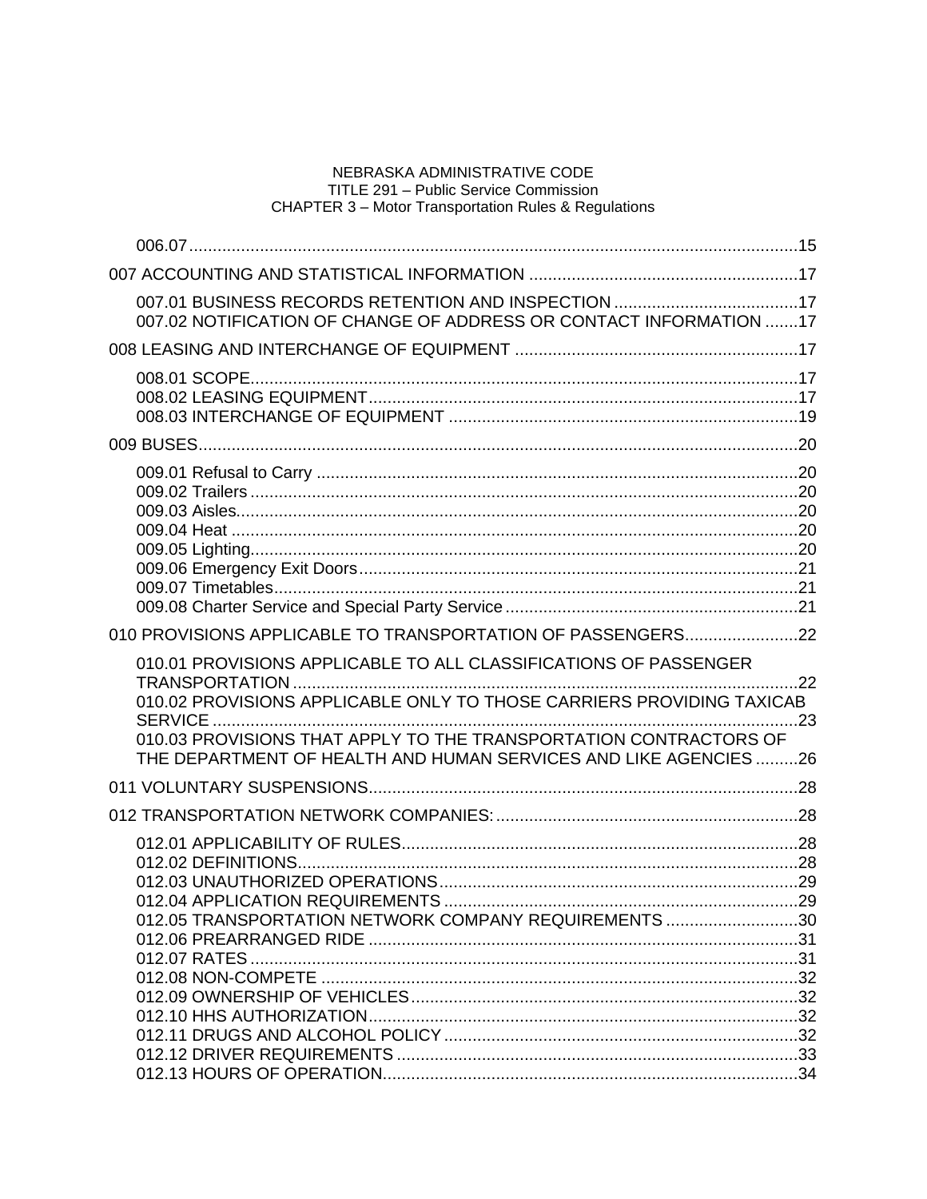006.07 ....................................................................................................................15

007 ACCOUNTING AND STATISTICAL INFORMATION .........................................................17

007.01 BUSINESS RECORDS RETENTION AND INSPECTION .......................................17
007.02 NOTIFICATION OF CHANGE OF ADDRESS OR CONTACT INFORMATION .......17

008 LEASING AND INTERCHANGE OF EQUIPMENT ............................................................17

008.01 SCOPE.....................................................................................................................17
008.02 LEASING EQUIPMENT...........................................................................................17
008.03 INTERCHANGE OF EQUIPMENT ..........................................................................19

009 BUSES...............................................................................................................................20

009.01 Refusal to Carry ......................................................................................................20
009.02 Trailers ....................................................................................................................20
009.03 Aisles.......................................................................................................................20
009.04 Heat ........................................................................................................................20
009.05 Lighting....................................................................................................................20
009.06 Emergency Exit Doors.............................................................................................21
009.07 Timetables...............................................................................................................21
009.08 Charter Service and Special Party Service ..............................................................21

010 PROVISIONS APPLICABLE TO TRANSPORTATION OF PASSENGERS........................22

010.01 PROVISIONS APPLICABLE TO ALL CLASSIFICATIONS OF PASSENGER TRANSPORTATION ..........................................................................................................22
010.02 PROVISIONS APPLICABLE ONLY TO THOSE CARRIERS PROVIDING TAXICAB SERVICE ...........................................................................................................................23
010.03 PROVISIONS THAT APPLY TO THE TRANSPORTATION CONTRACTORS OF THE DEPARTMENT OF HEALTH AND HUMAN SERVICES AND LIKE AGENCIES .........26

011 VOLUNTARY SUSPENSIONS...........................................................................................28

012 TRANSPORTATION NETWORK COMPANIES:................................................................28

012.01 APPLICABILITY OF RULES....................................................................................28
012.02 DEFINITIONS..........................................................................................................28
012.03 UNAUTHORIZED OPERATIONS............................................................................29
012.04 APPLICATION REQUIREMENTS ...........................................................................29
012.05 TRANSPORTATION NETWORK COMPANY REQUIREMENTS ............................30
012.06 PREARRANGED RIDE ...........................................................................................31
012.07 RATES ....................................................................................................................31
012.08 NON-COMPETE .....................................................................................................32
012.09 OWNERSHIP OF VEHICLES..................................................................................32
012.10 HHS AUTHORIZATION...........................................................................................32
012.11 DRUGS AND ALCOHOL POLICY ...........................................................................32
012.12 DRIVER REQUIREMENTS .....................................................................................33
012.13 HOURS OF OPERATION........................................................................................34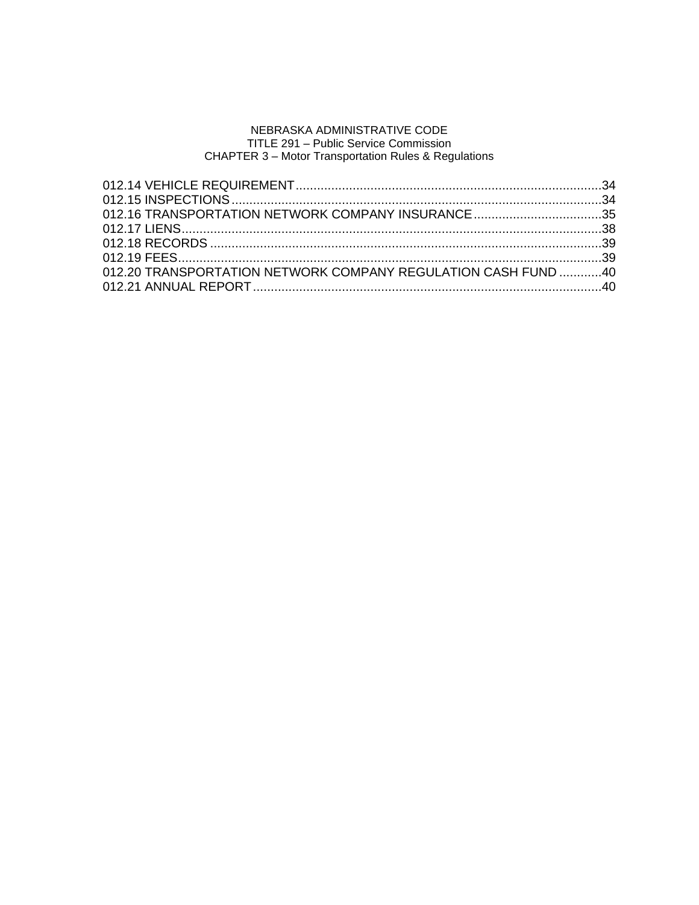012.14 VEHICLE REQUIREMENT....................................................................................34
012.15 INSPECTIONS......................................................................................................34
012.16 TRANSPORTATION NETWORK COMPANY INSURANCE....................................35
012.17 LIENS....................................................................................................................38
012.18 RECORDS ............................................................................................................39
012.19 FEES.....................................................................................................................39
012.20 TRANSPORTATION NETWORK COMPANY REGULATION CASH FUND ............40
012.21 ANNUAL REPORT................................................................................................40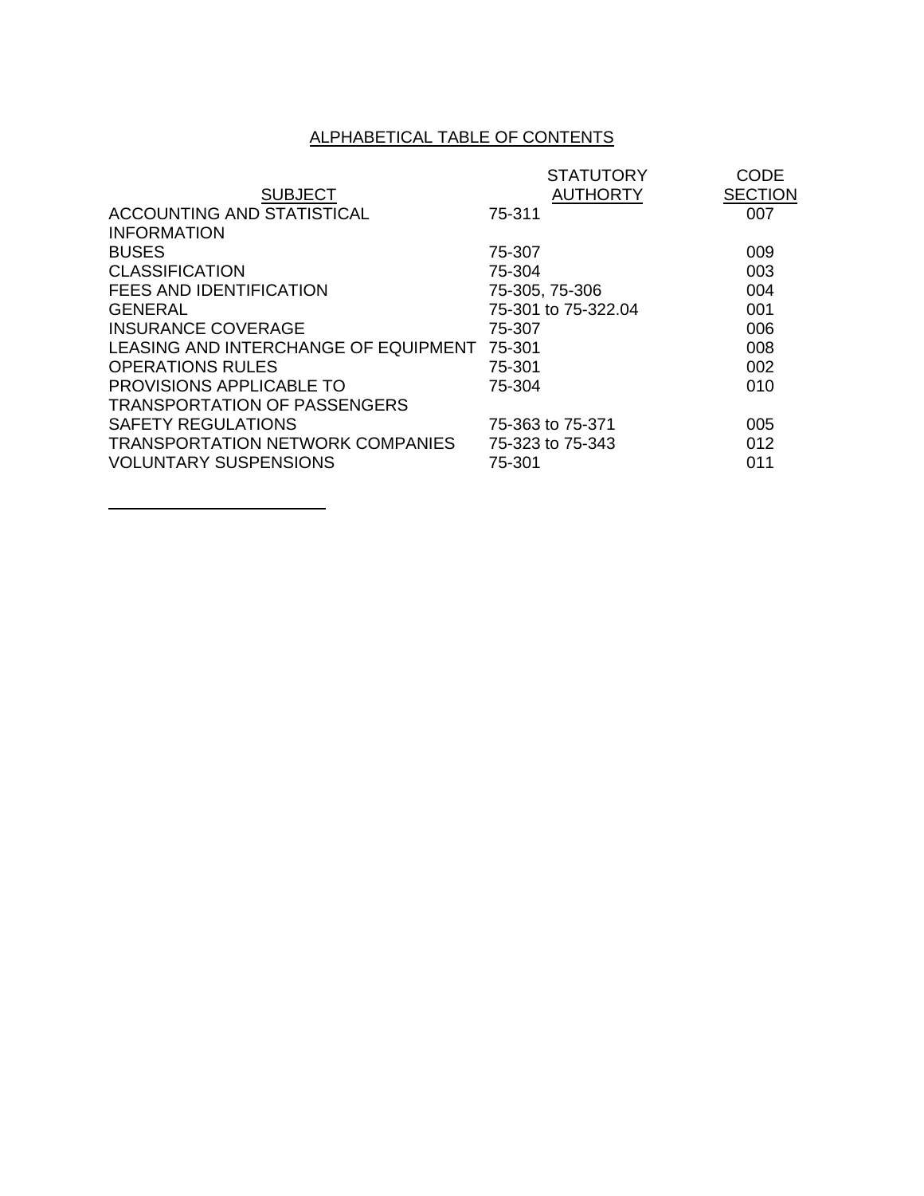## ALPHABETICAL TABLE OF CONTENTS

| SUBJECT | STATUTORY AUTHORTY | CODE SECTION |
|---|---|---|
| ACCOUNTING AND STATISTICAL INFORMATION | 75-311 | 007 |
| BUSES | 75-307 | 009 |
| CLASSIFICATION | 75-304 | 003 |
| FEES AND IDENTIFICATION | 75-305, 75-306 | 004 |
| GENERAL | 75-301 to 75-322.04 | 001 |
| INSURANCE COVERAGE | 75-307 | 006 |
| LEASING AND INTERCHANGE OF EQUIPMENT | 75-301 | 008 |
| OPERATIONS RULES | 75-301 | 002 |
| PROVISIONS APPLICABLE TO TRANSPORTATION OF PASSENGERS | 75-304 | 010 |
| SAFETY REGULATIONS | 75-363 to 75-371 | 005 |
| TRANSPORTATION NETWORK COMPANIES | 75-323 to 75-343 | 012 |
| VOLUNTARY SUSPENSIONS | 75-301 | 011 |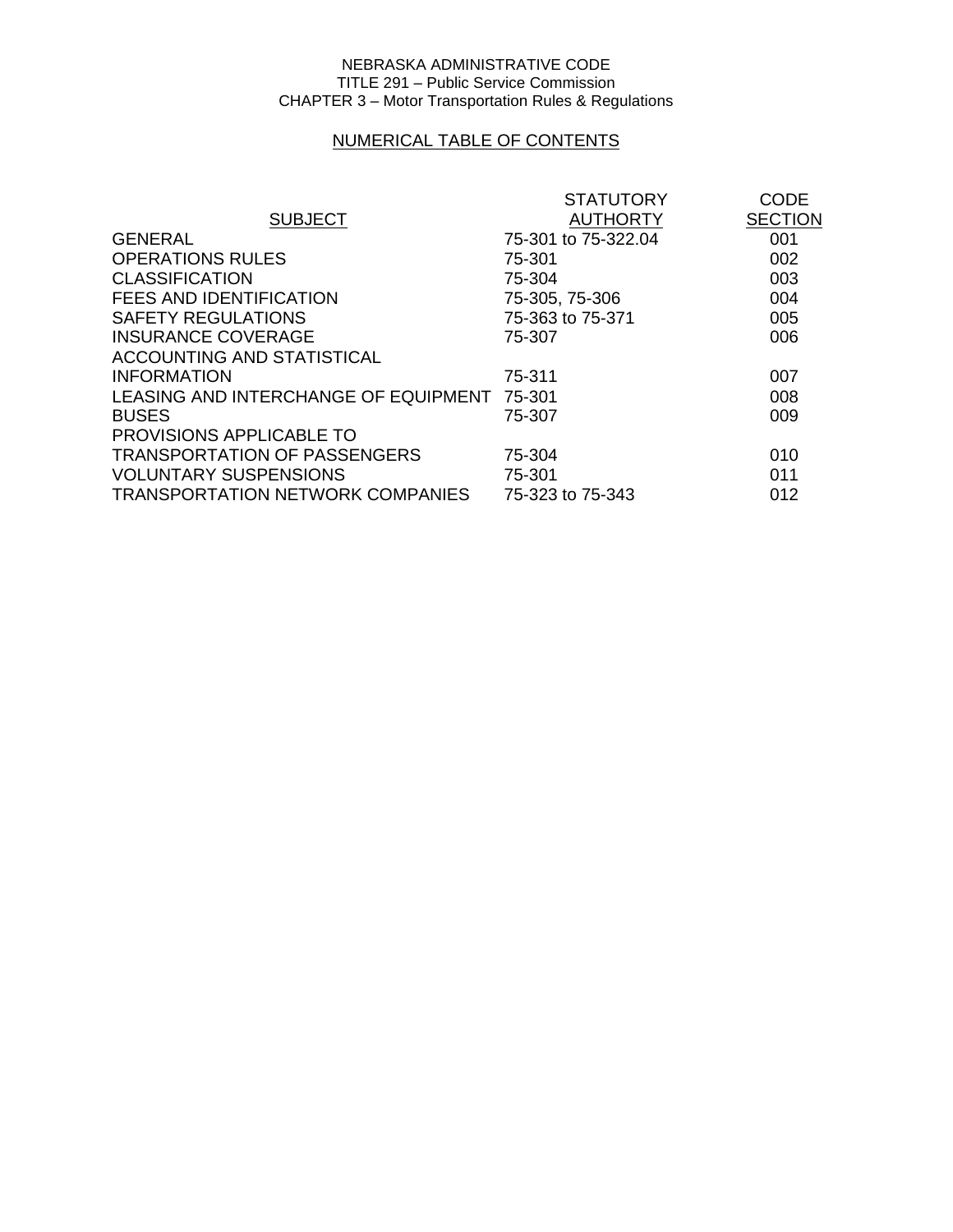NEBRASKA ADMINISTRATIVE CODE
TITLE 291 – Public Service Commission
CHAPTER 3 – Motor Transportation Rules & Regulations

## NUMERICAL TABLE OF CONTENTS

| SUBJECT | STATUTORY AUTHORTY | CODE SECTION |
|---|---|---|
| GENERAL | 75-301 to 75-322.04 | 001 |
| OPERATIONS RULES | 75-301 | 002 |
| CLASSIFICATION | 75-304 | 003 |
| FEES AND IDENTIFICATION | 75-305, 75-306 | 004 |
| SAFETY REGULATIONS | 75-363 to 75-371 | 005 |
| INSURANCE COVERAGE | 75-307 | 006 |
| ACCOUNTING AND STATISTICAL INFORMATION | 75-311 | 007 |
| LEASING AND INTERCHANGE OF EQUIPMENT | 75-301 | 008 |
| BUSES | 75-307 | 009 |
| PROVISIONS APPLICABLE TO TRANSPORTATION OF PASSENGERS | 75-304 | 010 |
| VOLUNTARY SUSPENSIONS | 75-301 | 011 |
| TRANSPORTATION NETWORK COMPANIES | 75-323 to 75-343 | 012 |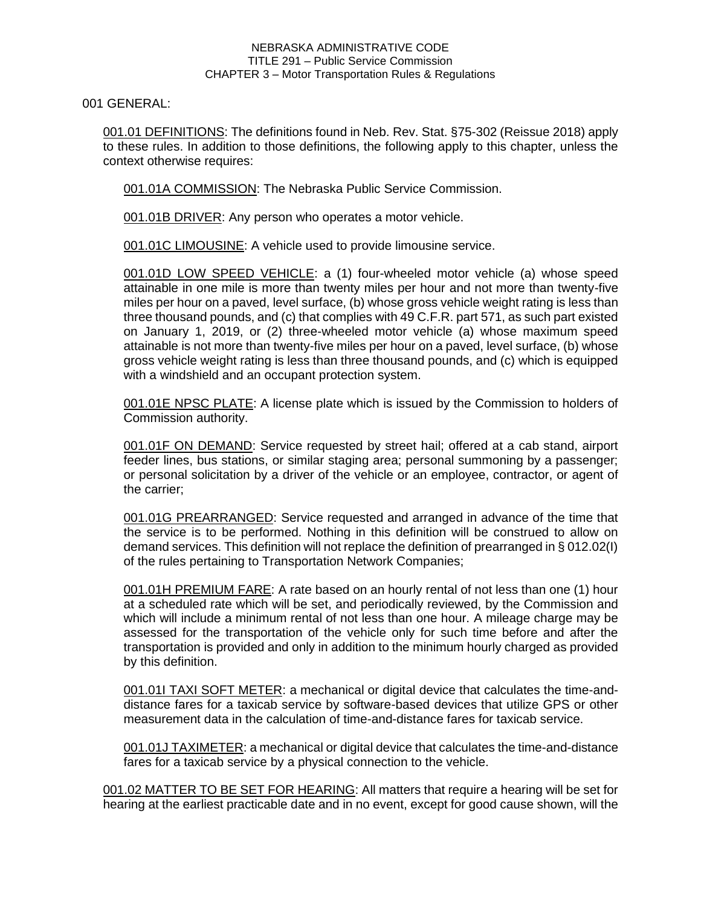001 GENERAL:

001.01 DEFINITIONS: The definitions found in Neb. Rev. Stat. §75-302 (Reissue 2018) apply to these rules. In addition to those definitions, the following apply to this chapter, unless the context otherwise requires:

001.01A COMMISSION: The Nebraska Public Service Commission.

001.01B DRIVER: Any person who operates a motor vehicle.

001.01C LIMOUSINE: A vehicle used to provide limousine service.

001.01D LOW SPEED VEHICLE: a (1) four-wheeled motor vehicle (a) whose speed attainable in one mile is more than twenty miles per hour and not more than twenty-five miles per hour on a paved, level surface, (b) whose gross vehicle weight rating is less than three thousand pounds, and (c) that complies with 49 C.F.R. part 571, as such part existed on January 1, 2019, or (2) three-wheeled motor vehicle (a) whose maximum speed attainable is not more than twenty-five miles per hour on a paved, level surface, (b) whose gross vehicle weight rating is less than three thousand pounds, and (c) which is equipped with a windshield and an occupant protection system.

001.01E NPSC PLATE: A license plate which is issued by the Commission to holders of Commission authority.

001.01F ON DEMAND: Service requested by street hail; offered at a cab stand, airport feeder lines, bus stations, or similar staging area; personal summoning by a passenger; or personal solicitation by a driver of the vehicle or an employee, contractor, or agent of the carrier;

001.01G PREARRANGED: Service requested and arranged in advance of the time that the service is to be performed. Nothing in this definition will be construed to allow on demand services. This definition will not replace the definition of prearranged in § 012.02(I) of the rules pertaining to Transportation Network Companies;

001.01H PREMIUM FARE: A rate based on an hourly rental of not less than one (1) hour at a scheduled rate which will be set, and periodically reviewed, by the Commission and which will include a minimum rental of not less than one hour. A mileage charge may be assessed for the transportation of the vehicle only for such time before and after the transportation is provided and only in addition to the minimum hourly charged as provided by this definition.

001.01I TAXI SOFT METER: a mechanical or digital device that calculates the time-and-distance fares for a taxicab service by software-based devices that utilize GPS or other measurement data in the calculation of time-and-distance fares for taxicab service.

001.01J TAXIMETER: a mechanical or digital device that calculates the time-and-distance fares for a taxicab service by a physical connection to the vehicle.

001.02 MATTER TO BE SET FOR HEARING: All matters that require a hearing will be set for hearing at the earliest practicable date and in no event, except for good cause shown, will the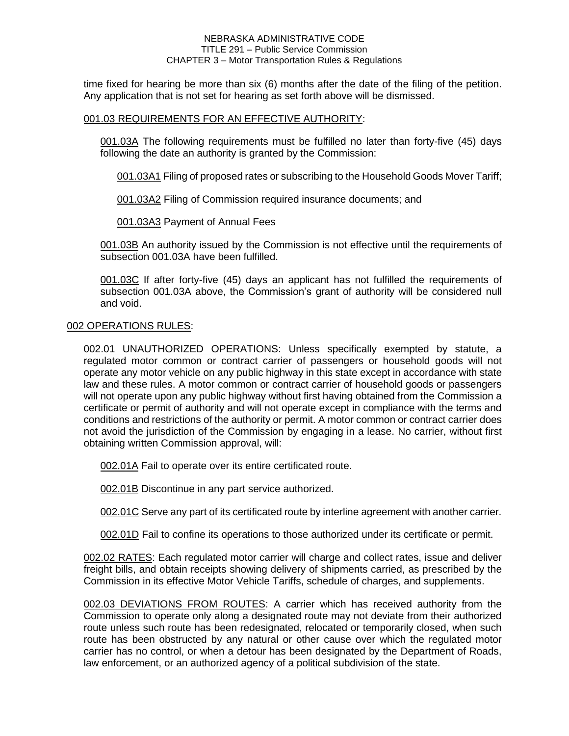time fixed for hearing be more than six (6) months after the date of the filing of the petition. Any application that is not set for hearing as set forth above will be dismissed.

<u>001.03 REQUIREMENTS FOR AN EFFECTIVE AUTHORITY</u>:

<u>001.03A</u> The following requirements must be fulfilled no later than forty-five (45) days following the date an authority is granted by the Commission:

<u>001.03A1</u> Filing of proposed rates or subscribing to the Household Goods Mover Tariff;

<u>001.03A2</u> Filing of Commission required insurance documents; and

<u>001.03A3</u> Payment of Annual Fees

<u>001.03B</u> An authority issued by the Commission is not effective until the requirements of subsection 001.03A have been fulfilled.

<u>001.03C</u> If after forty-five (45) days an applicant has not fulfilled the requirements of subsection 001.03A above, the Commission's grant of authority will be considered null and void.

<u>002 OPERATIONS RULES</u>:

<u>002.01 UNAUTHORIZED OPERATIONS</u>: Unless specifically exempted by statute, a regulated motor common or contract carrier of passengers or household goods will not operate any motor vehicle on any public highway in this state except in accordance with state law and these rules. A motor common or contract carrier of household goods or passengers will not operate upon any public highway without first having obtained from the Commission a certificate or permit of authority and will not operate except in compliance with the terms and conditions and restrictions of the authority or permit. A motor common or contract carrier does not avoid the jurisdiction of the Commission by engaging in a lease. No carrier, without first obtaining written Commission approval, will:

<u>002.01A</u> Fail to operate over its entire certificated route.

<u>002.01B</u> Discontinue in any part service authorized.

<u>002.01C</u> Serve any part of its certificated route by interline agreement with another carrier.

<u>002.01D</u> Fail to confine its operations to those authorized under its certificate or permit.

<u>002.02 RATES</u>: Each regulated motor carrier will charge and collect rates, issue and deliver freight bills, and obtain receipts showing delivery of shipments carried, as prescribed by the Commission in its effective Motor Vehicle Tariffs, schedule of charges, and supplements.

<u>002.03 DEVIATIONS FROM ROUTES</u>: A carrier which has received authority from the Commission to operate only along a designated route may not deviate from their authorized route unless such route has been redesignated, relocated or temporarily closed, when such route has been obstructed by any natural or other cause over which the regulated motor carrier has no control, or when a detour has been designated by the Department of Roads, law enforcement, or an authorized agency of a political subdivision of the state.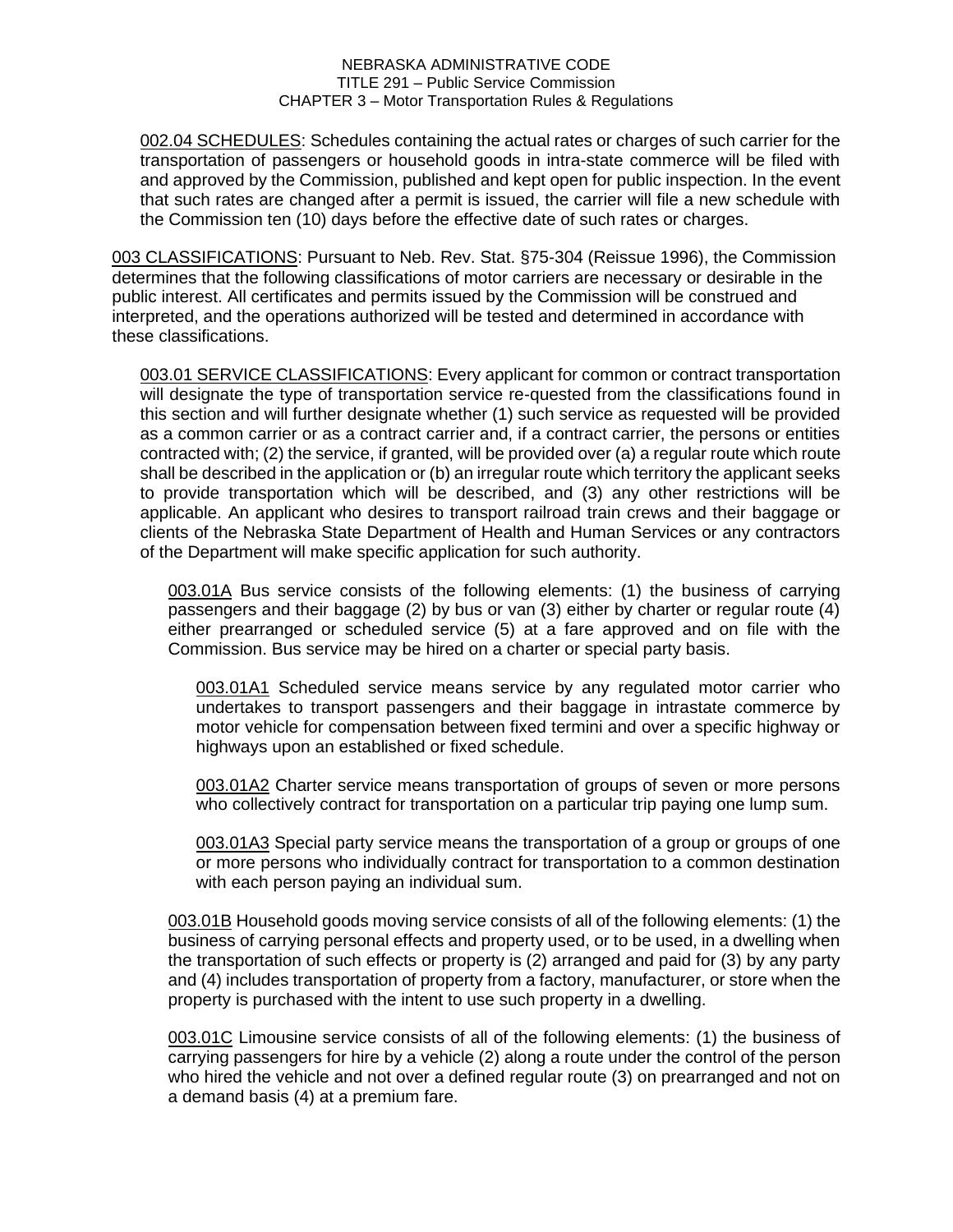<u>002.04 SCHEDULES</u>: Schedules containing the actual rates or charges of such carrier for the transportation of passengers or household goods in intra-state commerce will be filed with and approved by the Commission, published and kept open for public inspection. In the event that such rates are changed after a permit is issued, the carrier will file a new schedule with the Commission ten (10) days before the effective date of such rates or charges.

<u>003 CLASSIFICATIONS</u>: Pursuant to Neb. Rev. Stat. §75-304 (Reissue 1996), the Commission determines that the following classifications of motor carriers are necessary or desirable in the public interest. All certificates and permits issued by the Commission will be construed and interpreted, and the operations authorized will be tested and determined in accordance with these classifications.

<u>003.01 SERVICE CLASSIFICATIONS</u>: Every applicant for common or contract transportation will designate the type of transportation service re-quested from the classifications found in this section and will further designate whether (1) such service as requested will be provided as a common carrier or as a contract carrier and, if a contract carrier, the persons or entities contracted with; (2) the service, if granted, will be provided over (a) a regular route which route shall be described in the application or (b) an irregular route which territory the applicant seeks to provide transportation which will be described, and (3) any other restrictions will be applicable. An applicant who desires to transport railroad train crews and their baggage or clients of the Nebraska State Department of Health and Human Services or any contractors of the Department will make specific application for such authority.

<u>003.01A</u> Bus service consists of the following elements: (1) the business of carrying passengers and their baggage (2) by bus or van (3) either by charter or regular route (4) either prearranged or scheduled service (5) at a fare approved and on file with the Commission. Bus service may be hired on a charter or special party basis.

<u>003.01A1</u> Scheduled service means service by any regulated motor carrier who undertakes to transport passengers and their baggage in intrastate commerce by motor vehicle for compensation between fixed termini and over a specific highway or highways upon an established or fixed schedule.

<u>003.01A2</u> Charter service means transportation of groups of seven or more persons who collectively contract for transportation on a particular trip paying one lump sum.

<u>003.01A3</u> Special party service means the transportation of a group or groups of one or more persons who individually contract for transportation to a common destination with each person paying an individual sum.

<u>003.01B</u> Household goods moving service consists of all of the following elements: (1) the business of carrying personal effects and property used, or to be used, in a dwelling when the transportation of such effects or property is (2) arranged and paid for (3) by any party and (4) includes transportation of property from a factory, manufacturer, or store when the property is purchased with the intent to use such property in a dwelling.

<u>003.01C</u> Limousine service consists of all of the following elements: (1) the business of carrying passengers for hire by a vehicle (2) along a route under the control of the person who hired the vehicle and not over a defined regular route (3) on prearranged and not on a demand basis (4) at a premium fare.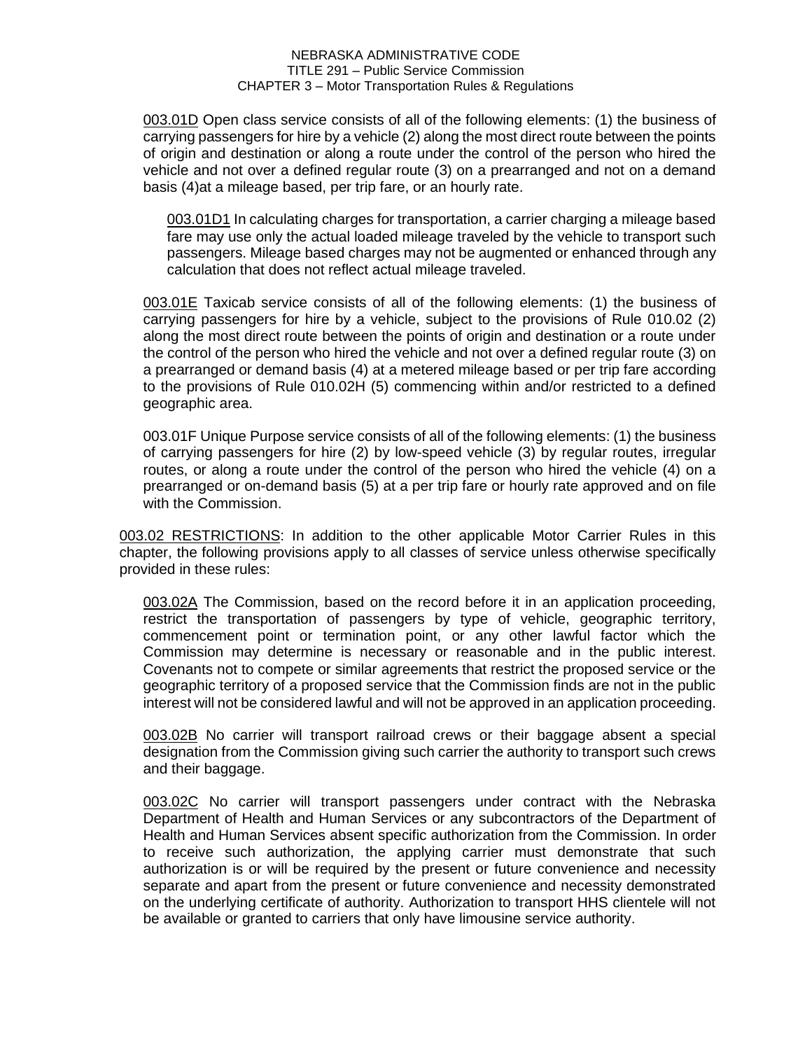003.01D Open class service consists of all of the following elements: (1) the business of carrying passengers for hire by a vehicle (2) along the most direct route between the points of origin and destination or along a route under the control of the person who hired the vehicle and not over a defined regular route (3) on a prearranged and not on a demand basis (4)at a mileage based, per trip fare, or an hourly rate.

003.01D1 In calculating charges for transportation, a carrier charging a mileage based fare may use only the actual loaded mileage traveled by the vehicle to transport such passengers. Mileage based charges may not be augmented or enhanced through any calculation that does not reflect actual mileage traveled.

003.01E Taxicab service consists of all of the following elements: (1) the business of carrying passengers for hire by a vehicle, subject to the provisions of Rule 010.02 (2) along the most direct route between the points of origin and destination or a route under the control of the person who hired the vehicle and not over a defined regular route (3) on a prearranged or demand basis (4) at a metered mileage based or per trip fare according to the provisions of Rule 010.02H (5) commencing within and/or restricted to a defined geographic area.

003.01F Unique Purpose service consists of all of the following elements: (1) the business of carrying passengers for hire (2) by low-speed vehicle (3) by regular routes, irregular routes, or along a route under the control of the person who hired the vehicle (4) on a prearranged or on-demand basis (5) at a per trip fare or hourly rate approved and on file with the Commission.

003.02 RESTRICTIONS: In addition to the other applicable Motor Carrier Rules in this chapter, the following provisions apply to all classes of service unless otherwise specifically provided in these rules:

003.02A The Commission, based on the record before it in an application proceeding, restrict the transportation of passengers by type of vehicle, geographic territory, commencement point or termination point, or any other lawful factor which the Commission may determine is necessary or reasonable and in the public interest. Covenants not to compete or similar agreements that restrict the proposed service or the geographic territory of a proposed service that the Commission finds are not in the public interest will not be considered lawful and will not be approved in an application proceeding.

003.02B No carrier will transport railroad crews or their baggage absent a special designation from the Commission giving such carrier the authority to transport such crews and their baggage.

003.02C No carrier will transport passengers under contract with the Nebraska Department of Health and Human Services or any subcontractors of the Department of Health and Human Services absent specific authorization from the Commission. In order to receive such authorization, the applying carrier must demonstrate that such authorization is or will be required by the present or future convenience and necessity separate and apart from the present or future convenience and necessity demonstrated on the underlying certificate of authority. Authorization to transport HHS clientele will not be available or granted to carriers that only have limousine service authority.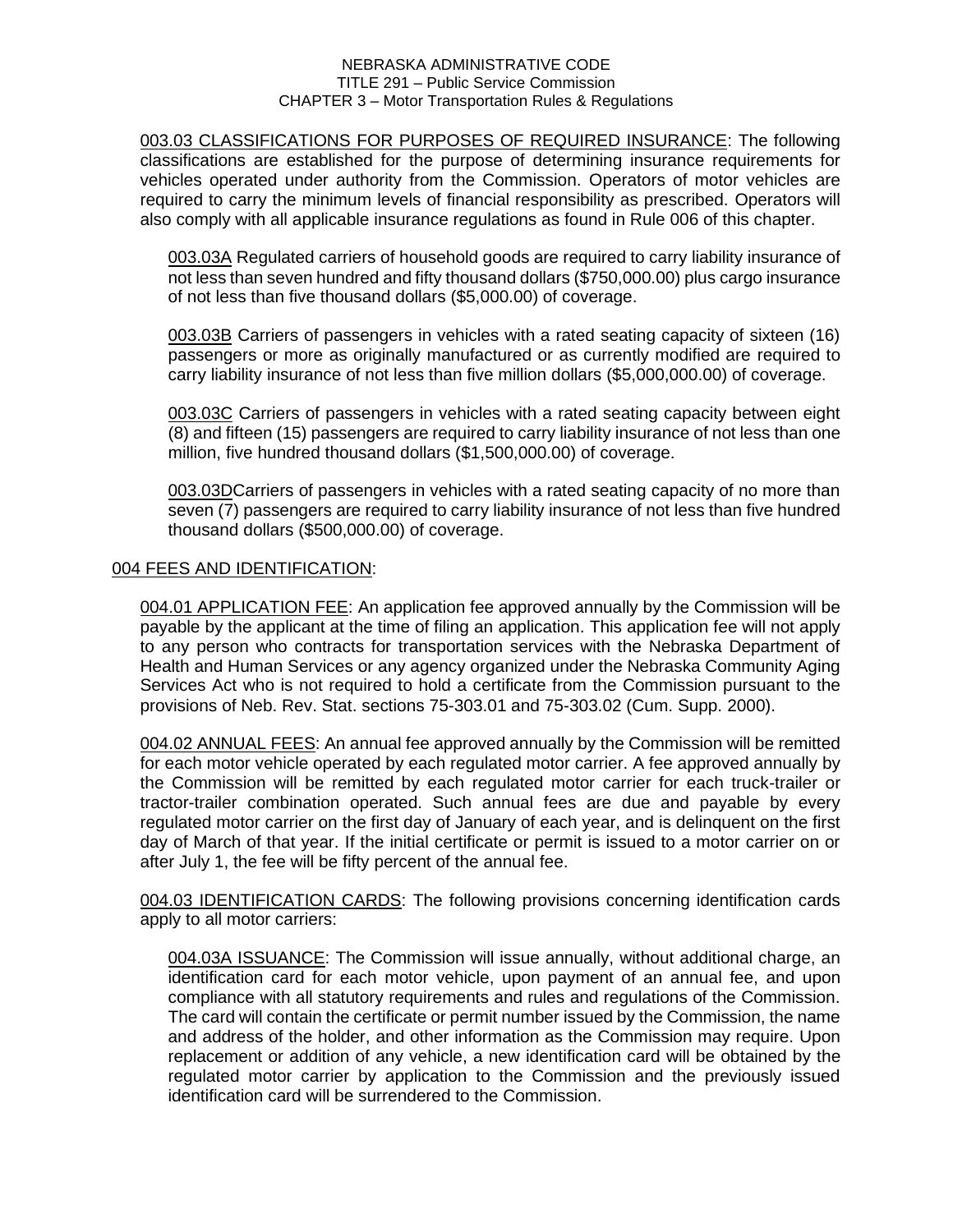003.03 CLASSIFICATIONS FOR PURPOSES OF REQUIRED INSURANCE: The following classifications are established for the purpose of determining insurance requirements for vehicles operated under authority from the Commission. Operators of motor vehicles are required to carry the minimum levels of financial responsibility as prescribed. Operators will also comply with all applicable insurance regulations as found in Rule 006 of this chapter.

003.03A Regulated carriers of household goods are required to carry liability insurance of not less than seven hundred and fifty thousand dollars ($750,000.00) plus cargo insurance of not less than five thousand dollars ($5,000.00) of coverage.

003.03B Carriers of passengers in vehicles with a rated seating capacity of sixteen (16) passengers or more as originally manufactured or as currently modified are required to carry liability insurance of not less than five million dollars ($5,000,000.00) of coverage.

003.03C Carriers of passengers in vehicles with a rated seating capacity between eight (8) and fifteen (15) passengers are required to carry liability insurance of not less than one million, five hundred thousand dollars ($1,500,000.00) of coverage.

003.03DCarriers of passengers in vehicles with a rated seating capacity of no more than seven (7) passengers are required to carry liability insurance of not less than five hundred thousand dollars ($500,000.00) of coverage.

## 004 FEES AND IDENTIFICATION:

004.01 APPLICATION FEE: An application fee approved annually by the Commission will be payable by the applicant at the time of filing an application. This application fee will not apply to any person who contracts for transportation services with the Nebraska Department of Health and Human Services or any agency organized under the Nebraska Community Aging Services Act who is not required to hold a certificate from the Commission pursuant to the provisions of Neb. Rev. Stat. sections 75-303.01 and 75-303.02 (Cum. Supp. 2000).

004.02 ANNUAL FEES: An annual fee approved annually by the Commission will be remitted for each motor vehicle operated by each regulated motor carrier. A fee approved annually by the Commission will be remitted by each regulated motor carrier for each truck-trailer or tractor-trailer combination operated. Such annual fees are due and payable by every regulated motor carrier on the first day of January of each year, and is delinquent on the first day of March of that year. If the initial certificate or permit is issued to a motor carrier on or after July 1, the fee will be fifty percent of the annual fee.

004.03 IDENTIFICATION CARDS: The following provisions concerning identification cards apply to all motor carriers:

004.03A ISSUANCE: The Commission will issue annually, without additional charge, an identification card for each motor vehicle, upon payment of an annual fee, and upon compliance with all statutory requirements and rules and regulations of the Commission. The card will contain the certificate or permit number issued by the Commission, the name and address of the holder, and other information as the Commission may require. Upon replacement or addition of any vehicle, a new identification card will be obtained by the regulated motor carrier by application to the Commission and the previously issued identification card will be surrendered to the Commission.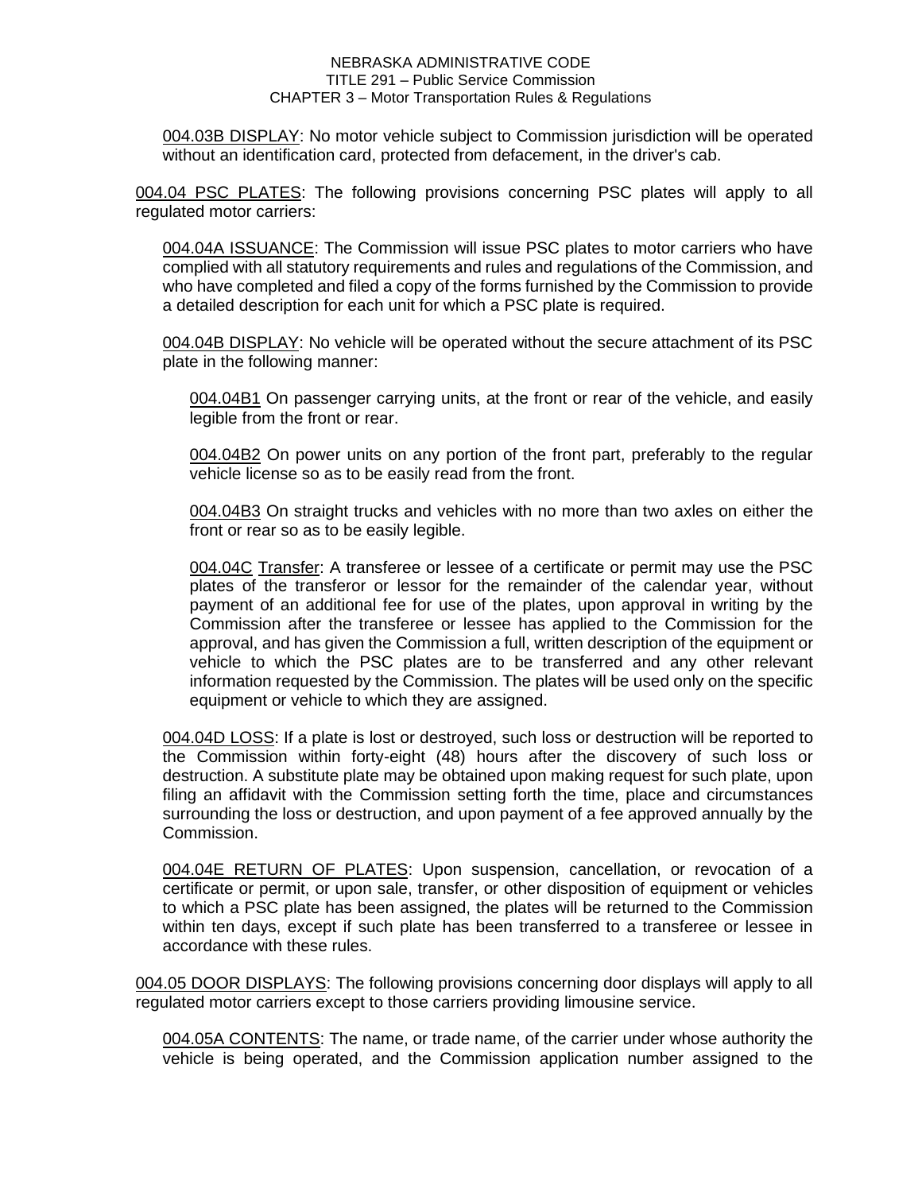<u>004.03B DISPLAY</u>: No motor vehicle subject to Commission jurisdiction will be operated without an identification card, protected from defacement, in the driver's cab.

<u>004.04 PSC PLATES</u>: The following provisions concerning PSC plates will apply to all regulated motor carriers:

<u>004.04A ISSUANCE</u>: The Commission will issue PSC plates to motor carriers who have complied with all statutory requirements and rules and regulations of the Commission, and who have completed and filed a copy of the forms furnished by the Commission to provide a detailed description for each unit for which a PSC plate is required.

<u>004.04B DISPLAY</u>: No vehicle will be operated without the secure attachment of its PSC plate in the following manner:

<u>004.04B1</u> On passenger carrying units, at the front or rear of the vehicle, and easily legible from the front or rear.

<u>004.04B2</u> On power units on any portion of the front part, preferably to the regular vehicle license so as to be easily read from the front.

<u>004.04B3</u> On straight trucks and vehicles with no more than two axles on either the front or rear so as to be easily legible.

<u>004.04C</u> <u>Transfer</u>: A transferee or lessee of a certificate or permit may use the PSC plates of the transferor or lessor for the remainder of the calendar year, without payment of an additional fee for use of the plates, upon approval in writing by the Commission after the transferee or lessee has applied to the Commission for the approval, and has given the Commission a full, written description of the equipment or vehicle to which the PSC plates are to be transferred and any other relevant information requested by the Commission. The plates will be used only on the specific equipment or vehicle to which they are assigned.

<u>004.04D LOSS</u>: If a plate is lost or destroyed, such loss or destruction will be reported to the Commission within forty-eight (48) hours after the discovery of such loss or destruction. A substitute plate may be obtained upon making request for such plate, upon filing an affidavit with the Commission setting forth the time, place and circumstances surrounding the loss or destruction, and upon payment of a fee approved annually by the Commission.

<u>004.04E RETURN OF PLATES</u>: Upon suspension, cancellation, or revocation of a certificate or permit, or upon sale, transfer, or other disposition of equipment or vehicles to which a PSC plate has been assigned, the plates will be returned to the Commission within ten days, except if such plate has been transferred to a transferee or lessee in accordance with these rules.

<u>004.05 DOOR DISPLAYS</u>: The following provisions concerning door displays will apply to all regulated motor carriers except to those carriers providing limousine service.

<u>004.05A CONTENTS</u>: The name, or trade name, of the carrier under whose authority the vehicle is being operated, and the Commission application number assigned to the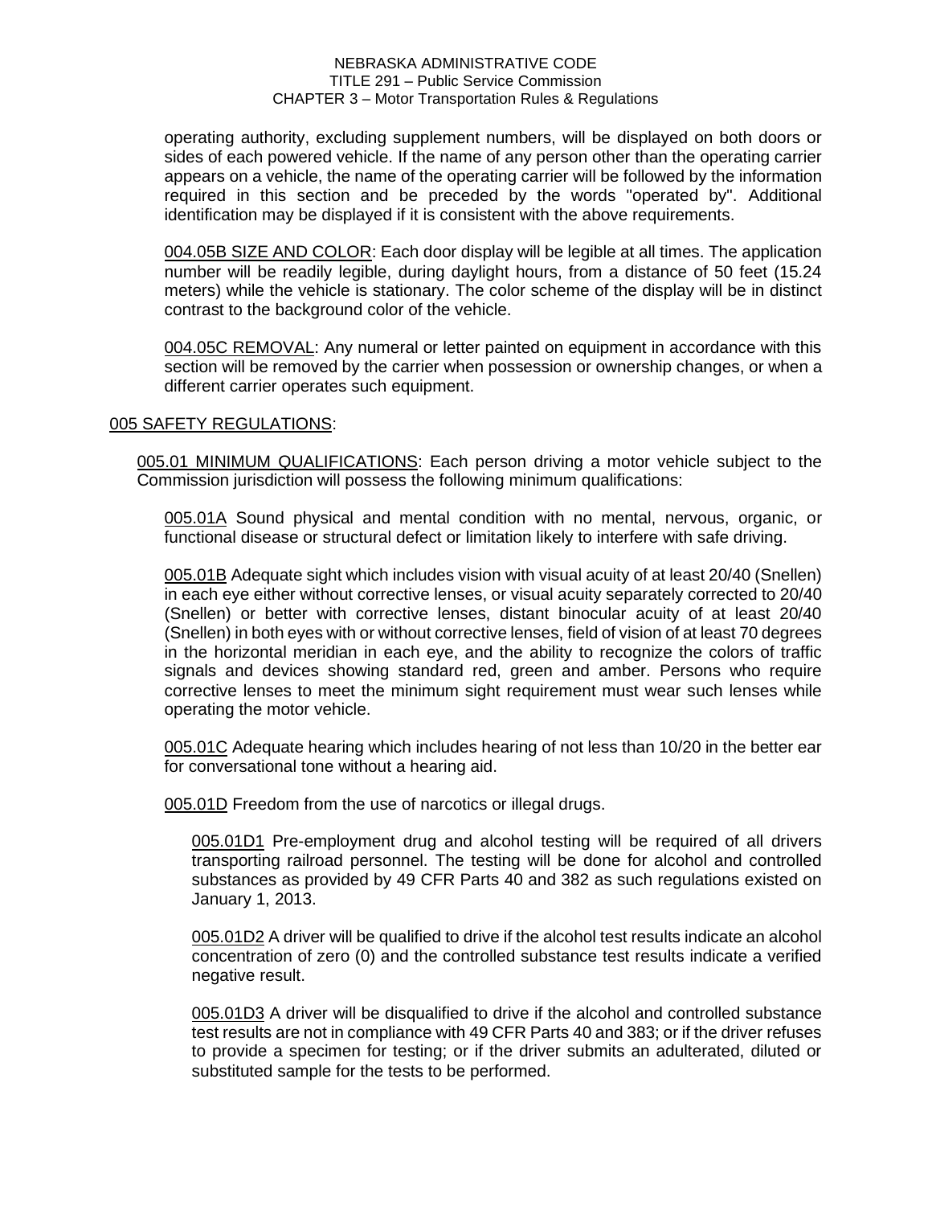operating authority, excluding supplement numbers, will be displayed on both doors or sides of each powered vehicle. If the name of any person other than the operating carrier appears on a vehicle, the name of the operating carrier will be followed by the information required in this section and be preceded by the words "operated by". Additional identification may be displayed if it is consistent with the above requirements.

004.05B SIZE AND COLOR: Each door display will be legible at all times. The application number will be readily legible, during daylight hours, from a distance of 50 feet (15.24 meters) while the vehicle is stationary. The color scheme of the display will be in distinct contrast to the background color of the vehicle.

004.05C REMOVAL: Any numeral or letter painted on equipment in accordance with this section will be removed by the carrier when possession or ownership changes, or when a different carrier operates such equipment.

## 005 SAFETY REGULATIONS:

005.01 MINIMUM QUALIFICATIONS: Each person driving a motor vehicle subject to the Commission jurisdiction will possess the following minimum qualifications:

005.01A Sound physical and mental condition with no mental, nervous, organic, or functional disease or structural defect or limitation likely to interfere with safe driving.

005.01B Adequate sight which includes vision with visual acuity of at least 20/40 (Snellen) in each eye either without corrective lenses, or visual acuity separately corrected to 20/40 (Snellen) or better with corrective lenses, distant binocular acuity of at least 20/40 (Snellen) in both eyes with or without corrective lenses, field of vision of at least 70 degrees in the horizontal meridian in each eye, and the ability to recognize the colors of traffic signals and devices showing standard red, green and amber. Persons who require corrective lenses to meet the minimum sight requirement must wear such lenses while operating the motor vehicle.

005.01C Adequate hearing which includes hearing of not less than 10/20 in the better ear for conversational tone without a hearing aid.

005.01D Freedom from the use of narcotics or illegal drugs.

005.01D1 Pre-employment drug and alcohol testing will be required of all drivers transporting railroad personnel. The testing will be done for alcohol and controlled substances as provided by 49 CFR Parts 40 and 382 as such regulations existed on January 1, 2013.

005.01D2 A driver will be qualified to drive if the alcohol test results indicate an alcohol concentration of zero (0) and the controlled substance test results indicate a verified negative result.

005.01D3 A driver will be disqualified to drive if the alcohol and controlled substance test results are not in compliance with 49 CFR Parts 40 and 383; or if the driver refuses to provide a specimen for testing; or if the driver submits an adulterated, diluted or substituted sample for the tests to be performed.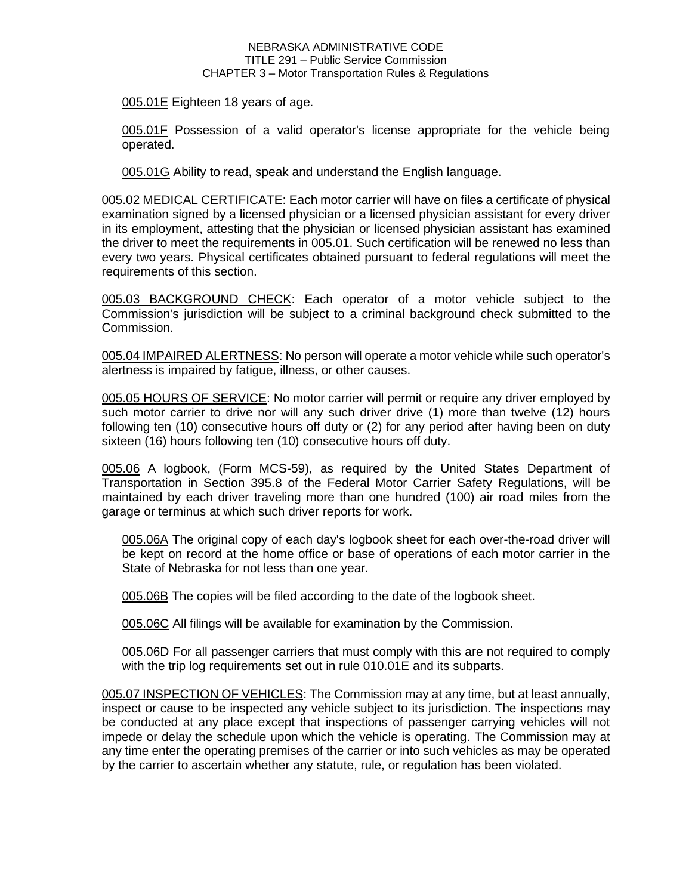005.01E Eighteen 18 years of age.

005.01F Possession of a valid operator's license appropriate for the vehicle being operated.

005.01G Ability to read, speak and understand the English language.

005.02 MEDICAL CERTIFICATE: Each motor carrier will have on files a certificate of physical examination signed by a licensed physician or a licensed physician assistant for every driver in its employment, attesting that the physician or licensed physician assistant has examined the driver to meet the requirements in 005.01. Such certification will be renewed no less than every two years. Physical certificates obtained pursuant to federal regulations will meet the requirements of this section.

005.03 BACKGROUND CHECK: Each operator of a motor vehicle subject to the Commission's jurisdiction will be subject to a criminal background check submitted to the Commission.

005.04 IMPAIRED ALERTNESS: No person will operate a motor vehicle while such operator's alertness is impaired by fatigue, illness, or other causes.

005.05 HOURS OF SERVICE: No motor carrier will permit or require any driver employed by such motor carrier to drive nor will any such driver drive (1) more than twelve (12) hours following ten (10) consecutive hours off duty or (2) for any period after having been on duty sixteen (16) hours following ten (10) consecutive hours off duty.

005.06 A logbook, (Form MCS-59), as required by the United States Department of Transportation in Section 395.8 of the Federal Motor Carrier Safety Regulations, will be maintained by each driver traveling more than one hundred (100) air road miles from the garage or terminus at which such driver reports for work.

005.06A The original copy of each day's logbook sheet for each over-the-road driver will be kept on record at the home office or base of operations of each motor carrier in the State of Nebraska for not less than one year.

005.06B The copies will be filed according to the date of the logbook sheet.

005.06C All filings will be available for examination by the Commission.

005.06D For all passenger carriers that must comply with this are not required to comply with the trip log requirements set out in rule 010.01E and its subparts.

005.07 INSPECTION OF VEHICLES: The Commission may at any time, but at least annually, inspect or cause to be inspected any vehicle subject to its jurisdiction. The inspections may be conducted at any place except that inspections of passenger carrying vehicles will not impede or delay the schedule upon which the vehicle is operating. The Commission may at any time enter the operating premises of the carrier or into such vehicles as may be operated by the carrier to ascertain whether any statute, rule, or regulation has been violated.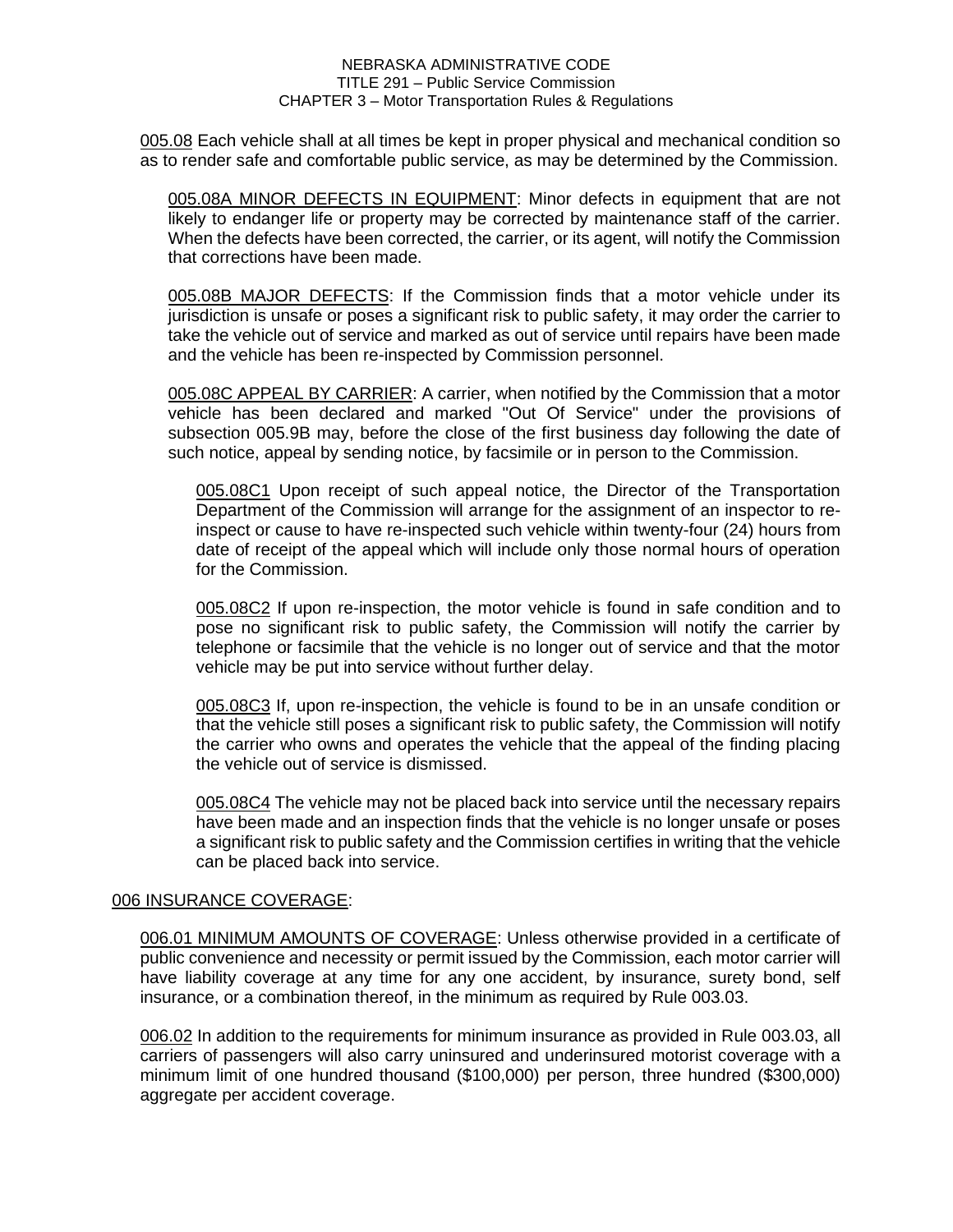005.08 Each vehicle shall at all times be kept in proper physical and mechanical condition so as to render safe and comfortable public service, as may be determined by the Commission.

005.08A MINOR DEFECTS IN EQUIPMENT: Minor defects in equipment that are not likely to endanger life or property may be corrected by maintenance staff of the carrier. When the defects have been corrected, the carrier, or its agent, will notify the Commission that corrections have been made.

005.08B MAJOR DEFECTS: If the Commission finds that a motor vehicle under its jurisdiction is unsafe or poses a significant risk to public safety, it may order the carrier to take the vehicle out of service and marked as out of service until repairs have been made and the vehicle has been re-inspected by Commission personnel.

005.08C APPEAL BY CARRIER: A carrier, when notified by the Commission that a motor vehicle has been declared and marked "Out Of Service" under the provisions of subsection 005.9B may, before the close of the first business day following the date of such notice, appeal by sending notice, by facsimile or in person to the Commission.

005.08C1 Upon receipt of such appeal notice, the Director of the Transportation Department of the Commission will arrange for the assignment of an inspector to re-inspect or cause to have re-inspected such vehicle within twenty-four (24) hours from date of receipt of the appeal which will include only those normal hours of operation for the Commission.

005.08C2 If upon re-inspection, the motor vehicle is found in safe condition and to pose no significant risk to public safety, the Commission will notify the carrier by telephone or facsimile that the vehicle is no longer out of service and that the motor vehicle may be put into service without further delay.

005.08C3 If, upon re-inspection, the vehicle is found to be in an unsafe condition or that the vehicle still poses a significant risk to public safety, the Commission will notify the carrier who owns and operates the vehicle that the appeal of the finding placing the vehicle out of service is dismissed.

005.08C4 The vehicle may not be placed back into service until the necessary repairs have been made and an inspection finds that the vehicle is no longer unsafe or poses a significant risk to public safety and the Commission certifies in writing that the vehicle can be placed back into service.

006 INSURANCE COVERAGE:

006.01 MINIMUM AMOUNTS OF COVERAGE: Unless otherwise provided in a certificate of public convenience and necessity or permit issued by the Commission, each motor carrier will have liability coverage at any time for any one accident, by insurance, surety bond, self insurance, or a combination thereof, in the minimum as required by Rule 003.03.

006.02 In addition to the requirements for minimum insurance as provided in Rule 003.03, all carriers of passengers will also carry uninsured and underinsured motorist coverage with a minimum limit of one hundred thousand ($100,000) per person, three hundred ($300,000) aggregate per accident coverage.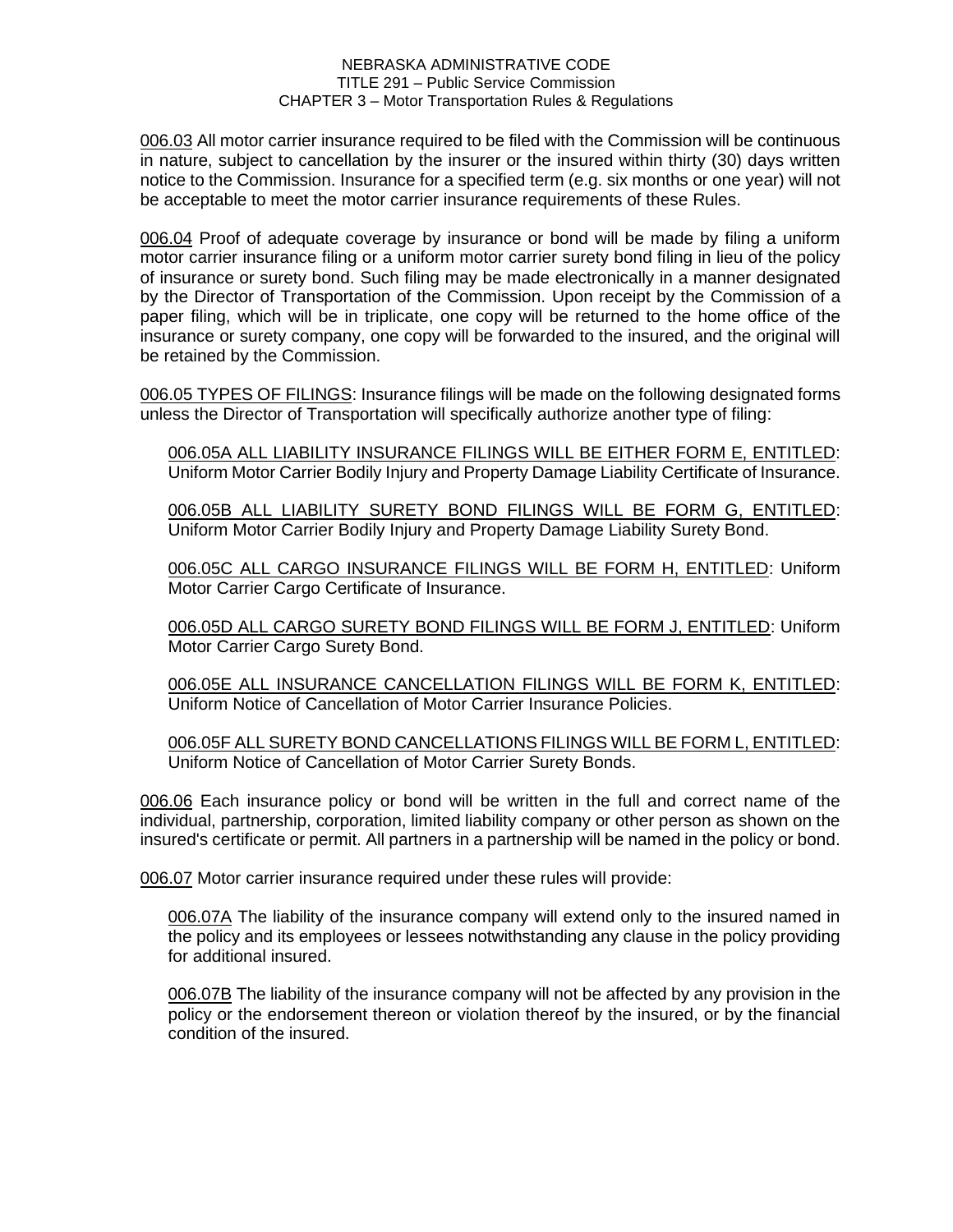006.03 All motor carrier insurance required to be filed with the Commission will be continuous in nature, subject to cancellation by the insurer or the insured within thirty (30) days written notice to the Commission. Insurance for a specified term (e.g. six months or one year) will not be acceptable to meet the motor carrier insurance requirements of these Rules.

006.04 Proof of adequate coverage by insurance or bond will be made by filing a uniform motor carrier insurance filing or a uniform motor carrier surety bond filing in lieu of the policy of insurance or surety bond. Such filing may be made electronically in a manner designated by the Director of Transportation of the Commission. Upon receipt by the Commission of a paper filing, which will be in triplicate, one copy will be returned to the home office of the insurance or surety company, one copy will be forwarded to the insured, and the original will be retained by the Commission.

006.05 TYPES OF FILINGS: Insurance filings will be made on the following designated forms unless the Director of Transportation will specifically authorize another type of filing:

006.05A ALL LIABILITY INSURANCE FILINGS WILL BE EITHER FORM E, ENTITLED: Uniform Motor Carrier Bodily Injury and Property Damage Liability Certificate of Insurance.

006.05B ALL LIABILITY SURETY BOND FILINGS WILL BE FORM G, ENTITLED: Uniform Motor Carrier Bodily Injury and Property Damage Liability Surety Bond.

006.05C ALL CARGO INSURANCE FILINGS WILL BE FORM H, ENTITLED: Uniform Motor Carrier Cargo Certificate of Insurance.

006.05D ALL CARGO SURETY BOND FILINGS WILL BE FORM J, ENTITLED: Uniform Motor Carrier Cargo Surety Bond.

006.05E ALL INSURANCE CANCELLATION FILINGS WILL BE FORM K, ENTITLED: Uniform Notice of Cancellation of Motor Carrier Insurance Policies.

006.05F ALL SURETY BOND CANCELLATIONS FILINGS WILL BE FORM L, ENTITLED: Uniform Notice of Cancellation of Motor Carrier Surety Bonds.

006.06 Each insurance policy or bond will be written in the full and correct name of the individual, partnership, corporation, limited liability company or other person as shown on the insured's certificate or permit. All partners in a partnership will be named in the policy or bond.

006.07 Motor carrier insurance required under these rules will provide:

006.07A The liability of the insurance company will extend only to the insured named in the policy and its employees or lessees notwithstanding any clause in the policy providing for additional insured.

006.07B The liability of the insurance company will not be affected by any provision in the policy or the endorsement thereon or violation thereof by the insured, or by the financial condition of the insured.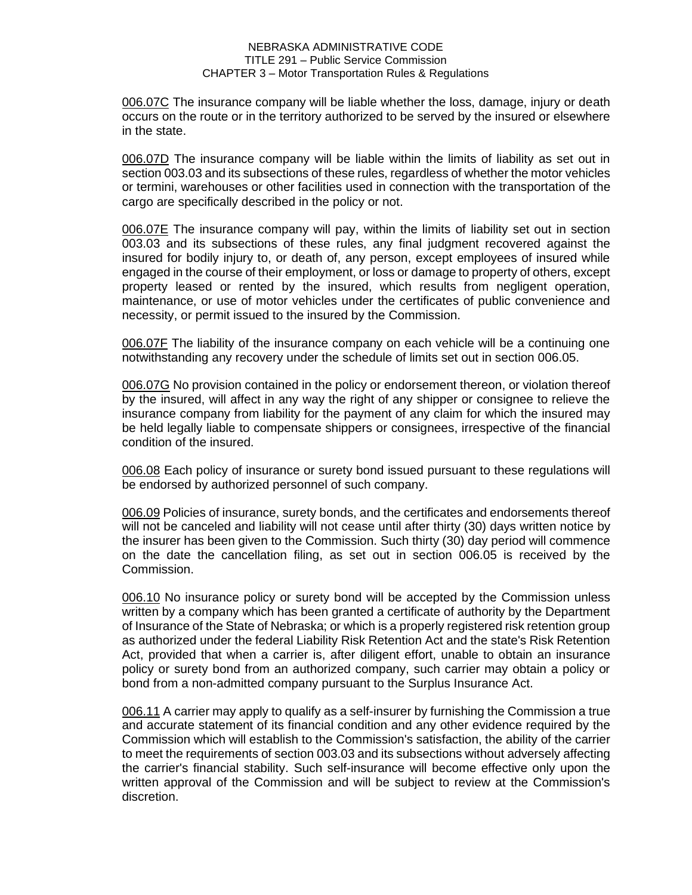006.07C The insurance company will be liable whether the loss, damage, injury or death occurs on the route or in the territory authorized to be served by the insured or elsewhere in the state.

006.07D The insurance company will be liable within the limits of liability as set out in section 003.03 and its subsections of these rules, regardless of whether the motor vehicles or termini, warehouses or other facilities used in connection with the transportation of the cargo are specifically described in the policy or not.

006.07E The insurance company will pay, within the limits of liability set out in section 003.03 and its subsections of these rules, any final judgment recovered against the insured for bodily injury to, or death of, any person, except employees of insured while engaged in the course of their employment, or loss or damage to property of others, except property leased or rented by the insured, which results from negligent operation, maintenance, or use of motor vehicles under the certificates of public convenience and necessity, or permit issued to the insured by the Commission.

006.07F The liability of the insurance company on each vehicle will be a continuing one notwithstanding any recovery under the schedule of limits set out in section 006.05.

006.07G No provision contained in the policy or endorsement thereon, or violation thereof by the insured, will affect in any way the right of any shipper or consignee to relieve the insurance company from liability for the payment of any claim for which the insured may be held legally liable to compensate shippers or consignees, irrespective of the financial condition of the insured.

006.08 Each policy of insurance or surety bond issued pursuant to these regulations will be endorsed by authorized personnel of such company.

006.09 Policies of insurance, surety bonds, and the certificates and endorsements thereof will not be canceled and liability will not cease until after thirty (30) days written notice by the insurer has been given to the Commission. Such thirty (30) day period will commence on the date the cancellation filing, as set out in section 006.05 is received by the Commission.

006.10 No insurance policy or surety bond will be accepted by the Commission unless written by a company which has been granted a certificate of authority by the Department of Insurance of the State of Nebraska; or which is a properly registered risk retention group as authorized under the federal Liability Risk Retention Act and the state's Risk Retention Act, provided that when a carrier is, after diligent effort, unable to obtain an insurance policy or surety bond from an authorized company, such carrier may obtain a policy or bond from a non-admitted company pursuant to the Surplus Insurance Act.

006.11 A carrier may apply to qualify as a self-insurer by furnishing the Commission a true and accurate statement of its financial condition and any other evidence required by the Commission which will establish to the Commission's satisfaction, the ability of the carrier to meet the requirements of section 003.03 and its subsections without adversely affecting the carrier's financial stability. Such self-insurance will become effective only upon the written approval of the Commission and will be subject to review at the Commission's discretion.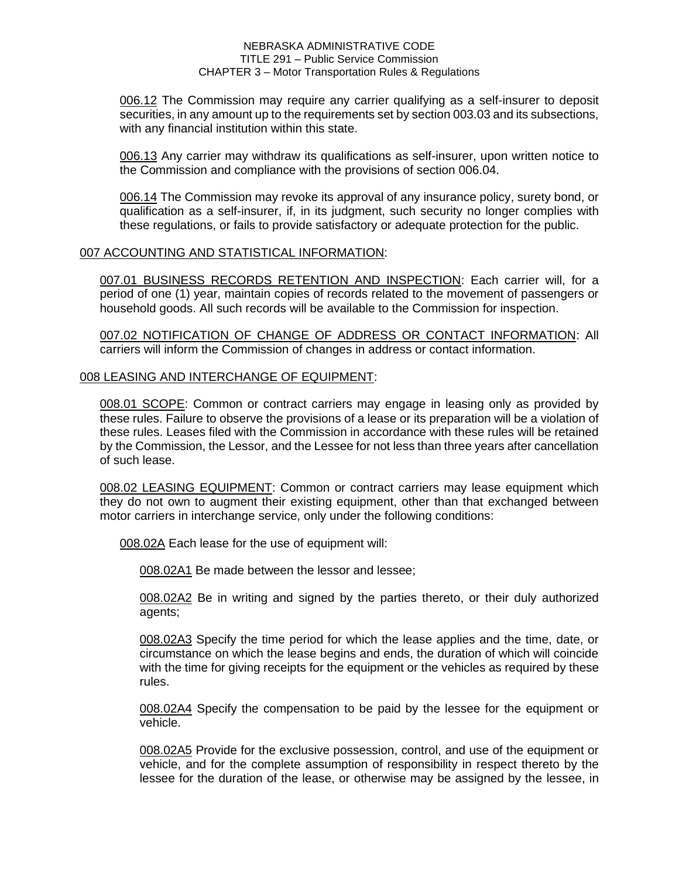006.12 The Commission may require any carrier qualifying as a self-insurer to deposit securities, in any amount up to the requirements set by section 003.03 and its subsections, with any financial institution within this state.

006.13 Any carrier may withdraw its qualifications as self-insurer, upon written notice to the Commission and compliance with the provisions of section 006.04.

006.14 The Commission may revoke its approval of any insurance policy, surety bond, or qualification as a self-insurer, if, in its judgment, such security no longer complies with these regulations, or fails to provide satisfactory or adequate protection for the public.

## 007 ACCOUNTING AND STATISTICAL INFORMATION:

007.01 BUSINESS RECORDS RETENTION AND INSPECTION: Each carrier will, for a period of one (1) year, maintain copies of records related to the movement of passengers or household goods. All such records will be available to the Commission for inspection.

007.02 NOTIFICATION OF CHANGE OF ADDRESS OR CONTACT INFORMATION: All carriers will inform the Commission of changes in address or contact information.

## 008 LEASING AND INTERCHANGE OF EQUIPMENT:

008.01 SCOPE: Common or contract carriers may engage in leasing only as provided by these rules. Failure to observe the provisions of a lease or its preparation will be a violation of these rules. Leases filed with the Commission in accordance with these rules will be retained by the Commission, the Lessor, and the Lessee for not less than three years after cancellation of such lease.

008.02 LEASING EQUIPMENT: Common or contract carriers may lease equipment which they do not own to augment their existing equipment, other than that exchanged between motor carriers in interchange service, only under the following conditions:

008.02A Each lease for the use of equipment will:

008.02A1 Be made between the lessor and lessee;

008.02A2 Be in writing and signed by the parties thereto, or their duly authorized agents;

008.02A3 Specify the time period for which the lease applies and the time, date, or circumstance on which the lease begins and ends, the duration of which will coincide with the time for giving receipts for the equipment or the vehicles as required by these rules.

008.02A4 Specify the compensation to be paid by the lessee for the equipment or vehicle.

008.02A5 Provide for the exclusive possession, control, and use of the equipment or vehicle, and for the complete assumption of responsibility in respect thereto by the lessee for the duration of the lease, or otherwise may be assigned by the lessee, in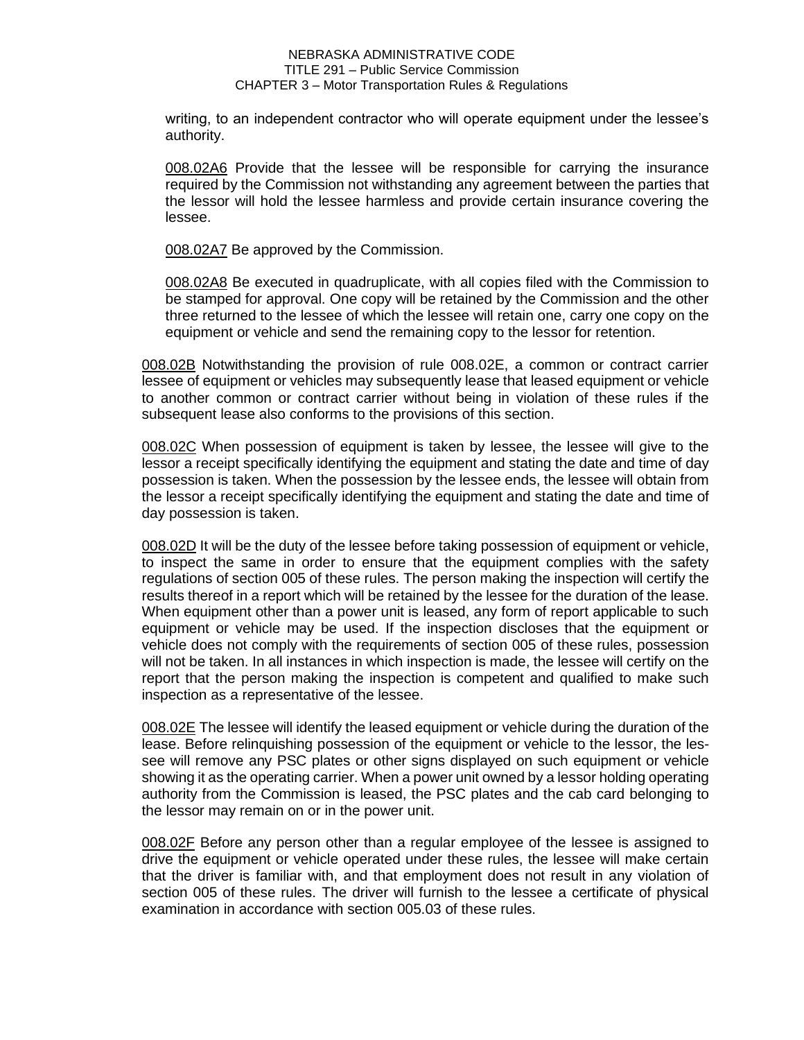writing, to an independent contractor who will operate equipment under the lessee's authority.

008.02A6 Provide that the lessee will be responsible for carrying the insurance required by the Commission not withstanding any agreement between the parties that the lessor will hold the lessee harmless and provide certain insurance covering the lessee.

008.02A7 Be approved by the Commission.

008.02A8 Be executed in quadruplicate, with all copies filed with the Commission to be stamped for approval. One copy will be retained by the Commission and the other three returned to the lessee of which the lessee will retain one, carry one copy on the equipment or vehicle and send the remaining copy to the lessor for retention.

008.02B Notwithstanding the provision of rule 008.02E, a common or contract carrier lessee of equipment or vehicles may subsequently lease that leased equipment or vehicle to another common or contract carrier without being in violation of these rules if the subsequent lease also conforms to the provisions of this section.

008.02C When possession of equipment is taken by lessee, the lessee will give to the lessor a receipt specifically identifying the equipment and stating the date and time of day possession is taken. When the possession by the lessee ends, the lessee will obtain from the lessor a receipt specifically identifying the equipment and stating the date and time of day possession is taken.

008.02D It will be the duty of the lessee before taking possession of equipment or vehicle, to inspect the same in order to ensure that the equipment complies with the safety regulations of section 005 of these rules. The person making the inspection will certify the results thereof in a report which will be retained by the lessee for the duration of the lease. When equipment other than a power unit is leased, any form of report applicable to such equipment or vehicle may be used. If the inspection discloses that the equipment or vehicle does not comply with the requirements of section 005 of these rules, possession will not be taken. In all instances in which inspection is made, the lessee will certify on the report that the person making the inspection is competent and qualified to make such inspection as a representative of the lessee.

008.02E The lessee will identify the leased equipment or vehicle during the duration of the lease. Before relinquishing possession of the equipment or vehicle to the lessor, the lessee will remove any PSC plates or other signs displayed on such equipment or vehicle showing it as the operating carrier. When a power unit owned by a lessor holding operating authority from the Commission is leased, the PSC plates and the cab card belonging to the lessor may remain on or in the power unit.

008.02F Before any person other than a regular employee of the lessee is assigned to drive the equipment or vehicle operated under these rules, the lessee will make certain that the driver is familiar with, and that employment does not result in any violation of section 005 of these rules. The driver will furnish to the lessee a certificate of physical examination in accordance with section 005.03 of these rules.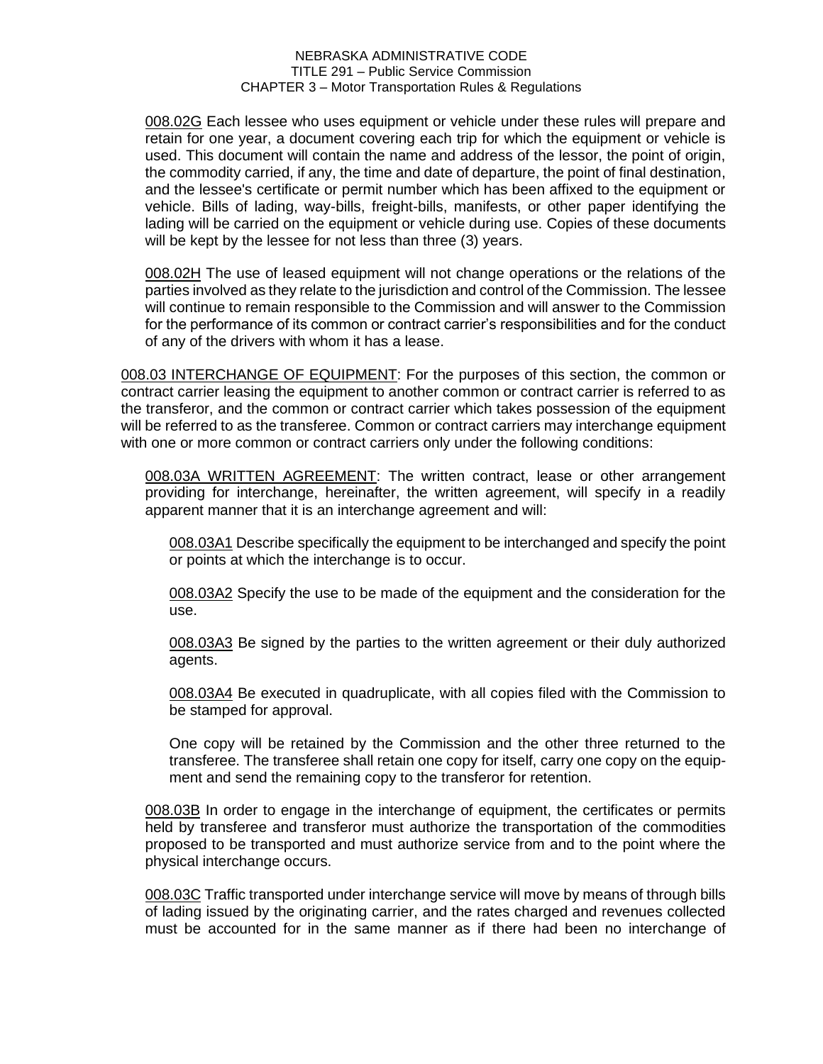008.02G Each lessee who uses equipment or vehicle under these rules will prepare and retain for one year, a document covering each trip for which the equipment or vehicle is used. This document will contain the name and address of the lessor, the point of origin, the commodity carried, if any, the time and date of departure, the point of final destination, and the lessee's certificate or permit number which has been affixed to the equipment or vehicle. Bills of lading, way-bills, freight-bills, manifests, or other paper identifying the lading will be carried on the equipment or vehicle during use. Copies of these documents will be kept by the lessee for not less than three (3) years.

008.02H The use of leased equipment will not change operations or the relations of the parties involved as they relate to the jurisdiction and control of the Commission. The lessee will continue to remain responsible to the Commission and will answer to the Commission for the performance of its common or contract carrier's responsibilities and for the conduct of any of the drivers with whom it has a lease.

008.03 INTERCHANGE OF EQUIPMENT: For the purposes of this section, the common or contract carrier leasing the equipment to another common or contract carrier is referred to as the transferor, and the common or contract carrier which takes possession of the equipment will be referred to as the transferee. Common or contract carriers may interchange equipment with one or more common or contract carriers only under the following conditions:

008.03A WRITTEN AGREEMENT: The written contract, lease or other arrangement providing for interchange, hereinafter, the written agreement, will specify in a readily apparent manner that it is an interchange agreement and will:

008.03A1 Describe specifically the equipment to be interchanged and specify the point or points at which the interchange is to occur.

008.03A2 Specify the use to be made of the equipment and the consideration for the use.

008.03A3 Be signed by the parties to the written agreement or their duly authorized agents.

008.03A4 Be executed in quadruplicate, with all copies filed with the Commission to be stamped for approval.

One copy will be retained by the Commission and the other three returned to the transferee. The transferee shall retain one copy for itself, carry one copy on the equipment and send the remaining copy to the transferor for retention.

008.03B In order to engage in the interchange of equipment, the certificates or permits held by transferee and transferor must authorize the transportation of the commodities proposed to be transported and must authorize service from and to the point where the physical interchange occurs.

008.03C Traffic transported under interchange service will move by means of through bills of lading issued by the originating carrier, and the rates charged and revenues collected must be accounted for in the same manner as if there had been no interchange of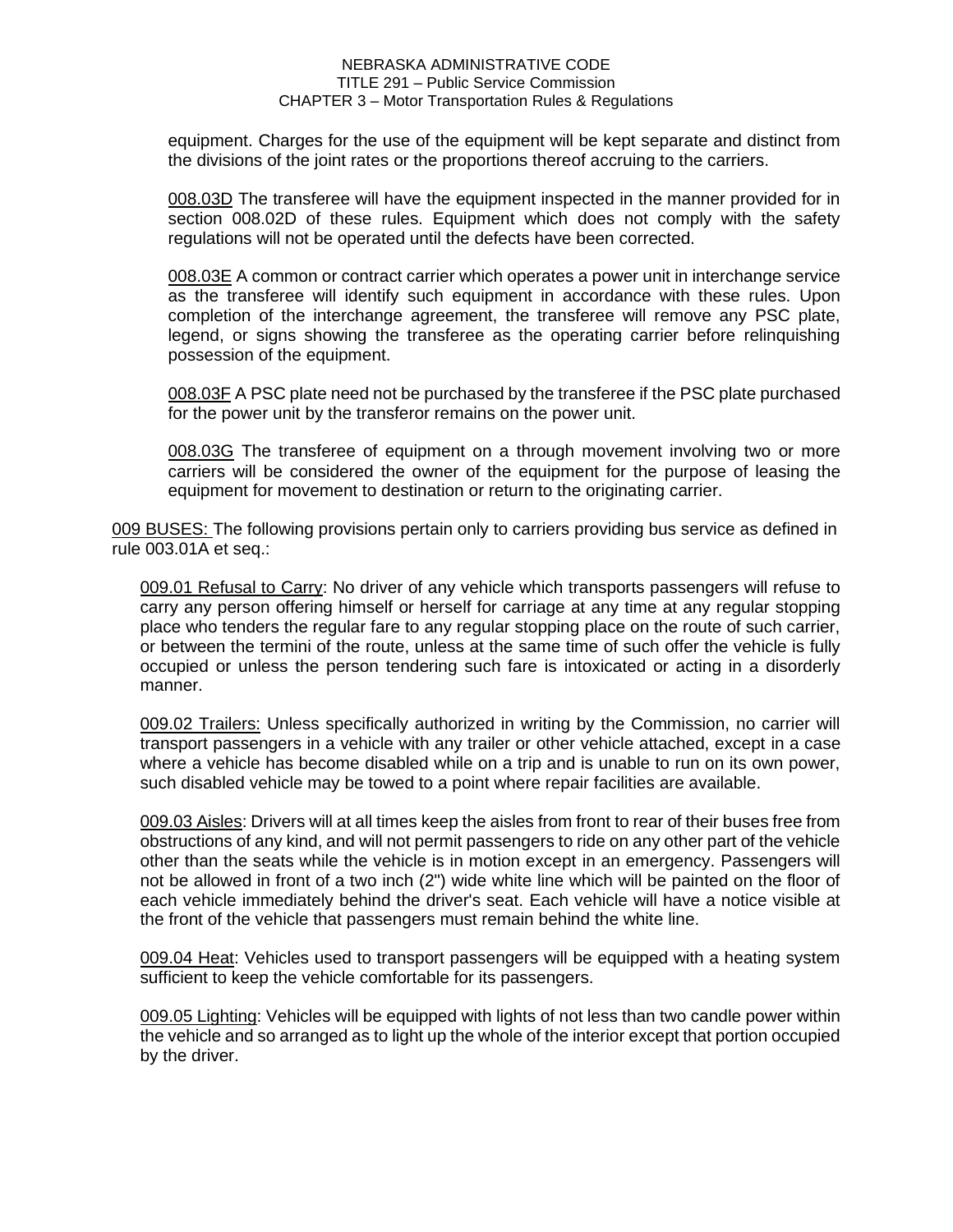equipment. Charges for the use of the equipment will be kept separate and distinct from the divisions of the joint rates or the proportions thereof accruing to the carriers.

008.03D The transferee will have the equipment inspected in the manner provided for in section 008.02D of these rules. Equipment which does not comply with the safety regulations will not be operated until the defects have been corrected.

008.03E A common or contract carrier which operates a power unit in interchange service as the transferee will identify such equipment in accordance with these rules. Upon completion of the interchange agreement, the transferee will remove any PSC plate, legend, or signs showing the transferee as the operating carrier before relinquishing possession of the equipment.

008.03F A PSC plate need not be purchased by the transferee if the PSC plate purchased for the power unit by the transferor remains on the power unit.

008.03G The transferee of equipment on a through movement involving two or more carriers will be considered the owner of the equipment for the purpose of leasing the equipment for movement to destination or return to the originating carrier.

009 BUSES: The following provisions pertain only to carriers providing bus service as defined in rule 003.01A et seq.:

009.01 Refusal to Carry: No driver of any vehicle which transports passengers will refuse to carry any person offering himself or herself for carriage at any time at any regular stopping place who tenders the regular fare to any regular stopping place on the route of such carrier, or between the termini of the route, unless at the same time of such offer the vehicle is fully occupied or unless the person tendering such fare is intoxicated or acting in a disorderly manner.

009.02 Trailers: Unless specifically authorized in writing by the Commission, no carrier will transport passengers in a vehicle with any trailer or other vehicle attached, except in a case where a vehicle has become disabled while on a trip and is unable to run on its own power, such disabled vehicle may be towed to a point where repair facilities are available.

009.03 Aisles: Drivers will at all times keep the aisles from front to rear of their buses free from obstructions of any kind, and will not permit passengers to ride on any other part of the vehicle other than the seats while the vehicle is in motion except in an emergency. Passengers will not be allowed in front of a two inch (2") wide white line which will be painted on the floor of each vehicle immediately behind the driver's seat. Each vehicle will have a notice visible at the front of the vehicle that passengers must remain behind the white line.

009.04 Heat: Vehicles used to transport passengers will be equipped with a heating system sufficient to keep the vehicle comfortable for its passengers.

009.05 Lighting: Vehicles will be equipped with lights of not less than two candle power within the vehicle and so arranged as to light up the whole of the interior except that portion occupied by the driver.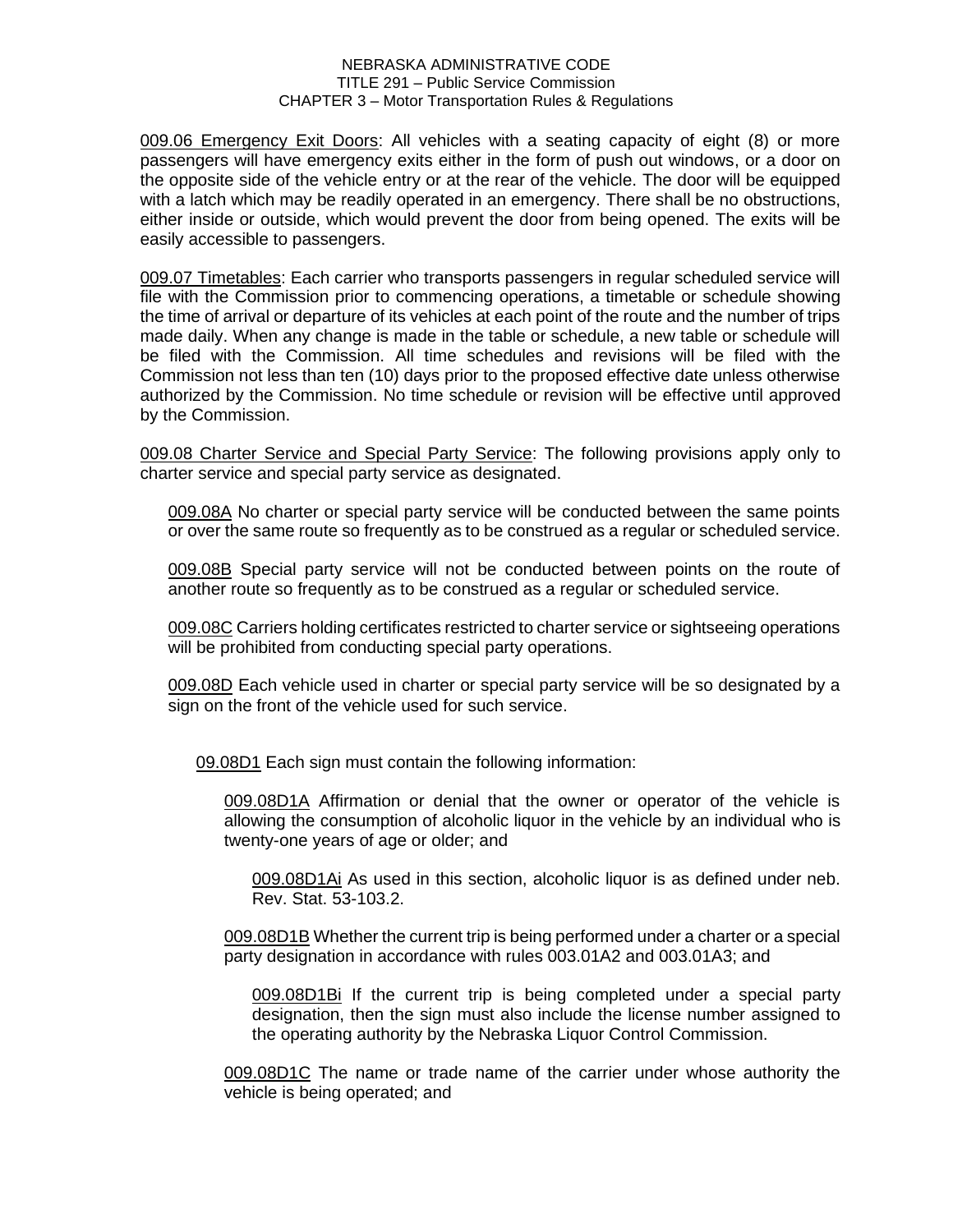009.06 Emergency Exit Doors: All vehicles with a seating capacity of eight (8) or more passengers will have emergency exits either in the form of push out windows, or a door on the opposite side of the vehicle entry or at the rear of the vehicle. The door will be equipped with a latch which may be readily operated in an emergency. There shall be no obstructions, either inside or outside, which would prevent the door from being opened. The exits will be easily accessible to passengers.

009.07 Timetables: Each carrier who transports passengers in regular scheduled service will file with the Commission prior to commencing operations, a timetable or schedule showing the time of arrival or departure of its vehicles at each point of the route and the number of trips made daily. When any change is made in the table or schedule, a new table or schedule will be filed with the Commission. All time schedules and revisions will be filed with the Commission not less than ten (10) days prior to the proposed effective date unless otherwise authorized by the Commission. No time schedule or revision will be effective until approved by the Commission.

009.08 Charter Service and Special Party Service: The following provisions apply only to charter service and special party service as designated.

009.08A No charter or special party service will be conducted between the same points or over the same route so frequently as to be construed as a regular or scheduled service.

009.08B Special party service will not be conducted between points on the route of another route so frequently as to be construed as a regular or scheduled service.

009.08C Carriers holding certificates restricted to charter service or sightseeing operations will be prohibited from conducting special party operations.

009.08D Each vehicle used in charter or special party service will be so designated by a sign on the front of the vehicle used for such service.

09.08D1 Each sign must contain the following information:

009.08D1A Affirmation or denial that the owner or operator of the vehicle is allowing the consumption of alcoholic liquor in the vehicle by an individual who is twenty-one years of age or older; and

009.08D1Ai As used in this section, alcoholic liquor is as defined under neb. Rev. Stat. 53-103.2.

009.08D1B Whether the current trip is being performed under a charter or a special party designation in accordance with rules 003.01A2 and 003.01A3; and

009.08D1Bi If the current trip is being completed under a special party designation, then the sign must also include the license number assigned to the operating authority by the Nebraska Liquor Control Commission.

009.08D1C The name or trade name of the carrier under whose authority the vehicle is being operated; and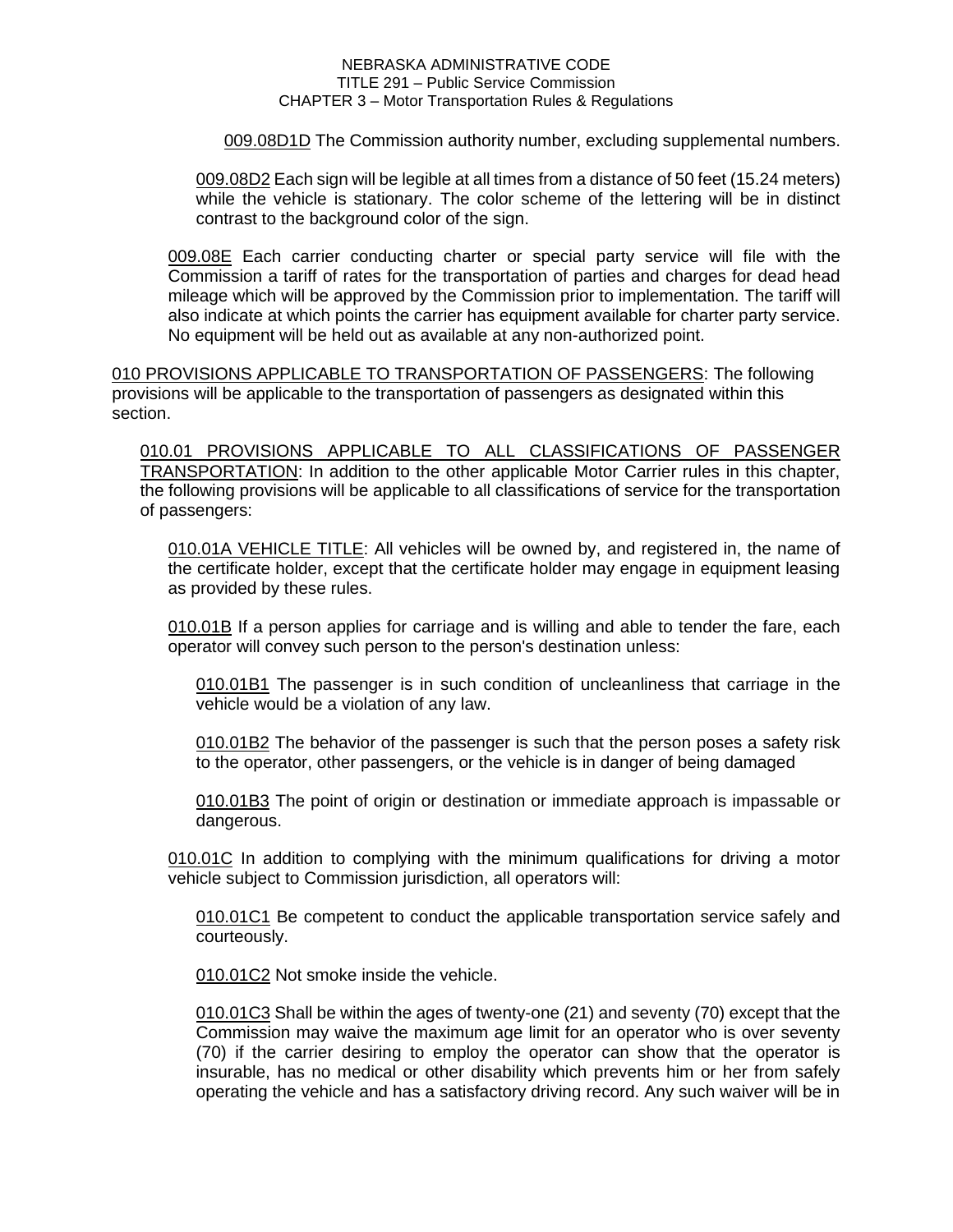<u>009.08D1D</u> The Commission authority number, excluding supplemental numbers.

<u>009.08D2</u> Each sign will be legible at all times from a distance of 50 feet (15.24 meters) while the vehicle is stationary. The color scheme of the lettering will be in distinct contrast to the background color of the sign.

<u>009.08E</u> Each carrier conducting charter or special party service will file with the Commission a tariff of rates for the transportation of parties and charges for dead head mileage which will be approved by the Commission prior to implementation. The tariff will also indicate at which points the carrier has equipment available for charter party service. No equipment will be held out as available at any non-authorized point.

<u>010 PROVISIONS APPLICABLE TO TRANSPORTATION OF PASSENGERS</u>: The following provisions will be applicable to the transportation of passengers as designated within this section.

<u>010.01 PROVISIONS APPLICABLE TO ALL CLASSIFICATIONS OF PASSENGER TRANSPORTATION</u>: In addition to the other applicable Motor Carrier rules in this chapter, the following provisions will be applicable to all classifications of service for the transportation of passengers:

<u>010.01A VEHICLE TITLE</u>: All vehicles will be owned by, and registered in, the name of the certificate holder, except that the certificate holder may engage in equipment leasing as provided by these rules.

<u>010.01B</u> If a person applies for carriage and is willing and able to tender the fare, each operator will convey such person to the person's destination unless:

<u>010.01B1</u> The passenger is in such condition of uncleanliness that carriage in the vehicle would be a violation of any law.

<u>010.01B2</u> The behavior of the passenger is such that the person poses a safety risk to the operator, other passengers, or the vehicle is in danger of being damaged

<u>010.01B3</u> The point of origin or destination or immediate approach is impassable or dangerous.

<u>010.01C</u> In addition to complying with the minimum qualifications for driving a motor vehicle subject to Commission jurisdiction, all operators will:

<u>010.01C1</u> Be competent to conduct the applicable transportation service safely and courteously.

<u>010.01C2</u> Not smoke inside the vehicle.

<u>010.01C3</u> Shall be within the ages of twenty-one (21) and seventy (70) except that the Commission may waive the maximum age limit for an operator who is over seventy (70) if the carrier desiring to employ the operator can show that the operator is insurable, has no medical or other disability which prevents him or her from safely operating the vehicle and has a satisfactory driving record. Any such waiver will be in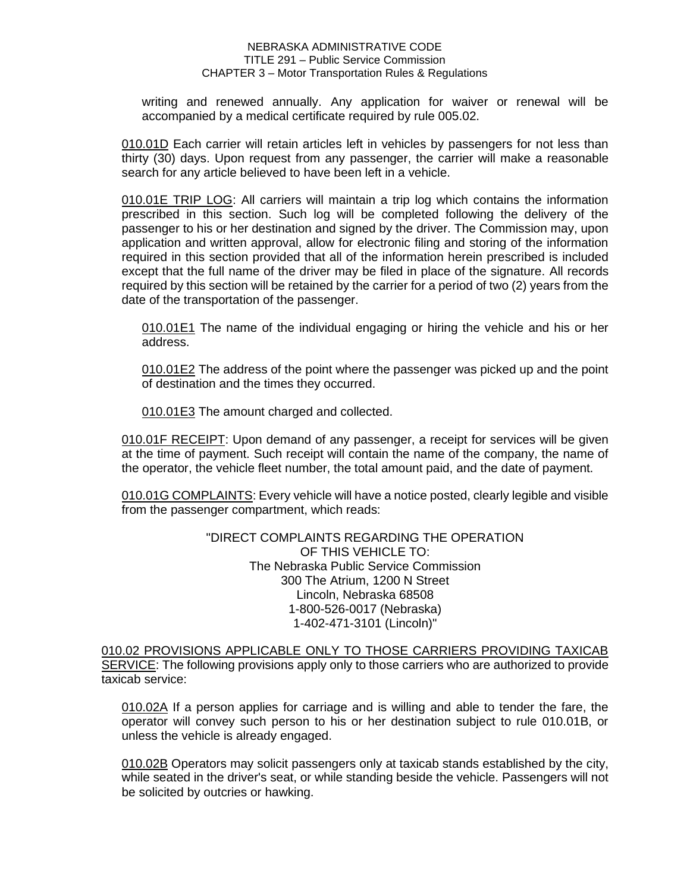writing and renewed annually. Any application for waiver or renewal will be accompanied by a medical certificate required by rule 005.02.

010.01D Each carrier will retain articles left in vehicles by passengers for not less than thirty (30) days. Upon request from any passenger, the carrier will make a reasonable search for any article believed to have been left in a vehicle.

010.01E TRIP LOG: All carriers will maintain a trip log which contains the information prescribed in this section. Such log will be completed following the delivery of the passenger to his or her destination and signed by the driver. The Commission may, upon application and written approval, allow for electronic filing and storing of the information required in this section provided that all of the information herein prescribed is included except that the full name of the driver may be filed in place of the signature. All records required by this section will be retained by the carrier for a period of two (2) years from the date of the transportation of the passenger.

010.01E1 The name of the individual engaging or hiring the vehicle and his or her address.

010.01E2 The address of the point where the passenger was picked up and the point of destination and the times they occurred.

010.01E3 The amount charged and collected.

010.01F RECEIPT: Upon demand of any passenger, a receipt for services will be given at the time of payment. Such receipt will contain the name of the company, the name of the operator, the vehicle fleet number, the total amount paid, and the date of payment.

010.01G COMPLAINTS: Every vehicle will have a notice posted, clearly legible and visible from the passenger compartment, which reads:

"DIRECT COMPLAINTS REGARDING THE OPERATION
OF THIS VEHICLE TO:
The Nebraska Public Service Commission
300 The Atrium, 1200 N Street
Lincoln, Nebraska 68508
1-800-526-0017 (Nebraska)
1-402-471-3101 (Lincoln)"

010.02 PROVISIONS APPLICABLE ONLY TO THOSE CARRIERS PROVIDING TAXICAB SERVICE: The following provisions apply only to those carriers who are authorized to provide taxicab service:

010.02A If a person applies for carriage and is willing and able to tender the fare, the operator will convey such person to his or her destination subject to rule 010.01B, or unless the vehicle is already engaged.

010.02B Operators may solicit passengers only at taxicab stands established by the city, while seated in the driver's seat, or while standing beside the vehicle. Passengers will not be solicited by outcries or hawking.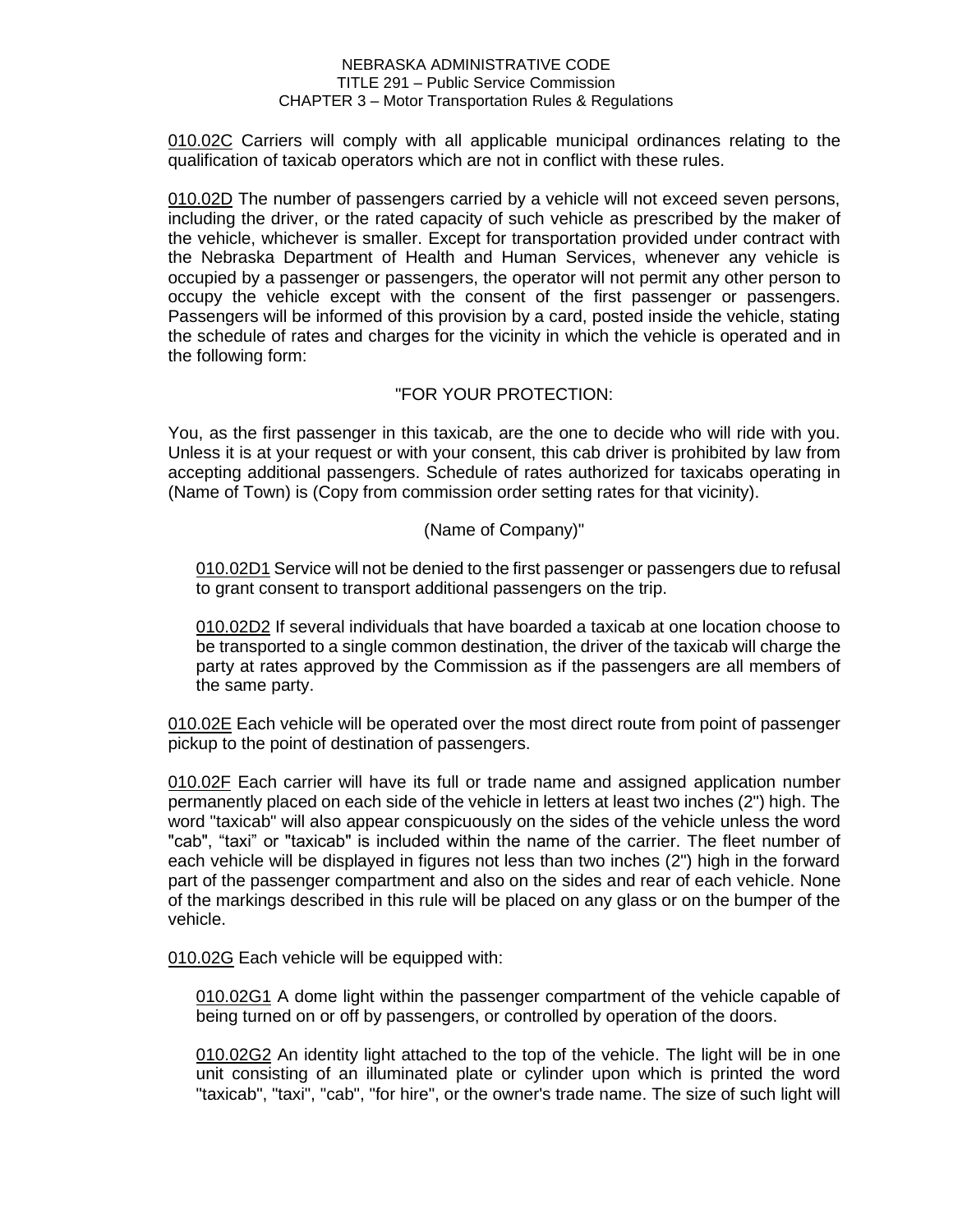010.02C Carriers will comply with all applicable municipal ordinances relating to the qualification of taxicab operators which are not in conflict with these rules.

010.02D The number of passengers carried by a vehicle will not exceed seven persons, including the driver, or the rated capacity of such vehicle as prescribed by the maker of the vehicle, whichever is smaller. Except for transportation provided under contract with the Nebraska Department of Health and Human Services, whenever any vehicle is occupied by a passenger or passengers, the operator will not permit any other person to occupy the vehicle except with the consent of the first passenger or passengers. Passengers will be informed of this provision by a card, posted inside the vehicle, stating the schedule of rates and charges for the vicinity in which the vehicle is operated and in the following form:

"FOR YOUR PROTECTION:

You, as the first passenger in this taxicab, are the one to decide who will ride with you. Unless it is at your request or with your consent, this cab driver is prohibited by law from accepting additional passengers. Schedule of rates authorized for taxicabs operating in (Name of Town) is (Copy from commission order setting rates for that vicinity).

(Name of Company)"

010.02D1 Service will not be denied to the first passenger or passengers due to refusal to grant consent to transport additional passengers on the trip.

010.02D2 If several individuals that have boarded a taxicab at one location choose to be transported to a single common destination, the driver of the taxicab will charge the party at rates approved by the Commission as if the passengers are all members of the same party.

010.02E Each vehicle will be operated over the most direct route from point of passenger pickup to the point of destination of passengers.

010.02F Each carrier will have its full or trade name and assigned application number permanently placed on each side of the vehicle in letters at least two inches (2") high. The word "taxicab" will also appear conspicuously on the sides of the vehicle unless the word "cab", "taxi" or "taxicab" is included within the name of the carrier. The fleet number of each vehicle will be displayed in figures not less than two inches (2") high in the forward part of the passenger compartment and also on the sides and rear of each vehicle. None of the markings described in this rule will be placed on any glass or on the bumper of the vehicle.

010.02G Each vehicle will be equipped with:

010.02G1 A dome light within the passenger compartment of the vehicle capable of being turned on or off by passengers, or controlled by operation of the doors.

010.02G2 An identity light attached to the top of the vehicle. The light will be in one unit consisting of an illuminated plate or cylinder upon which is printed the word "taxicab", "taxi", "cab", "for hire", or the owner's trade name. The size of such light will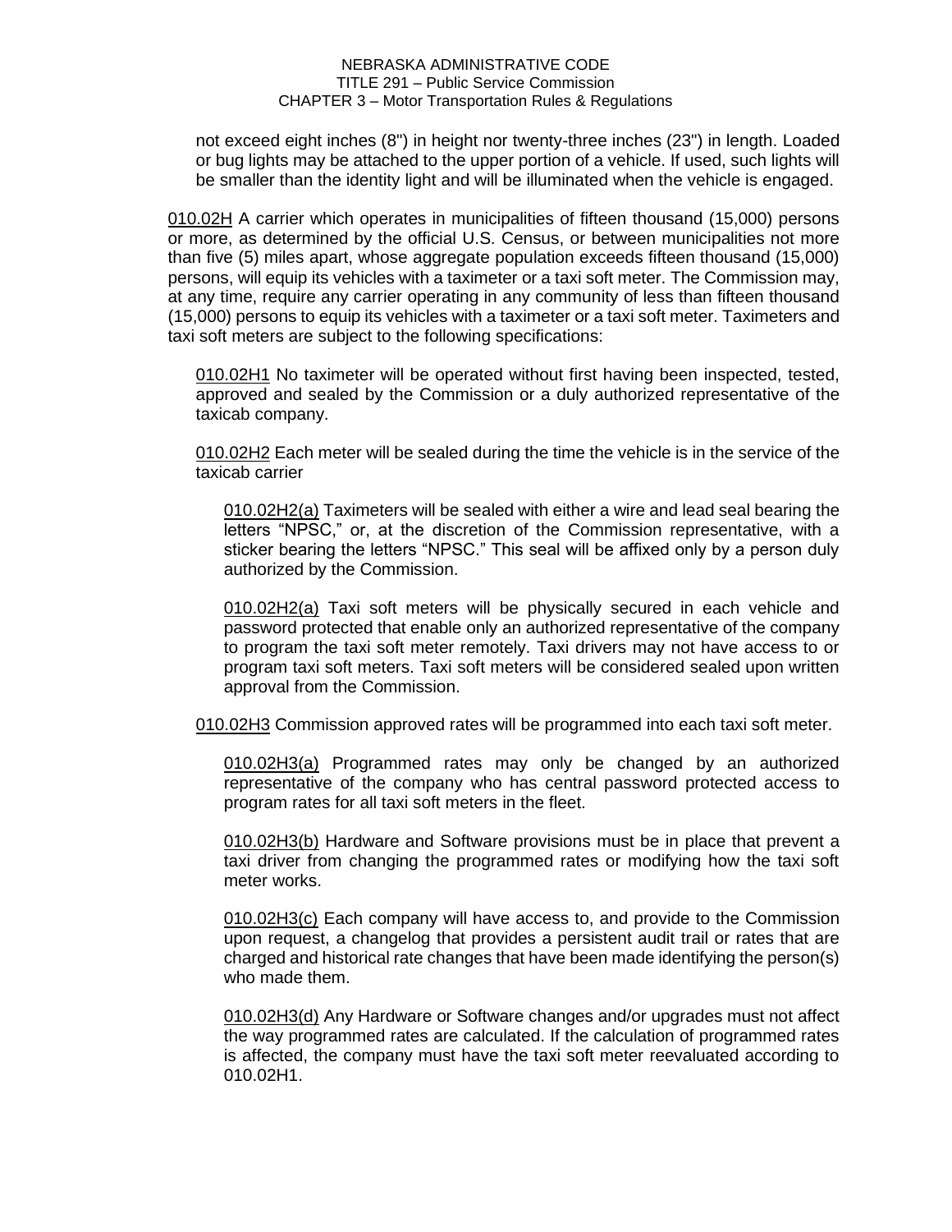not exceed eight inches (8") in height nor twenty-three inches (23") in length. Loaded or bug lights may be attached to the upper portion of a vehicle. If used, such lights will be smaller than the identity light and will be illuminated when the vehicle is engaged.

010.02H A carrier which operates in municipalities of fifteen thousand (15,000) persons or more, as determined by the official U.S. Census, or between municipalities not more than five (5) miles apart, whose aggregate population exceeds fifteen thousand (15,000) persons, will equip its vehicles with a taximeter or a taxi soft meter. The Commission may, at any time, require any carrier operating in any community of less than fifteen thousand (15,000) persons to equip its vehicles with a taximeter or a taxi soft meter. Taximeters and taxi soft meters are subject to the following specifications:

010.02H1 No taximeter will be operated without first having been inspected, tested, approved and sealed by the Commission or a duly authorized representative of the taxicab company.

010.02H2 Each meter will be sealed during the time the vehicle is in the service of the taxicab carrier

010.02H2(a) Taximeters will be sealed with either a wire and lead seal bearing the letters "NPSC," or, at the discretion of the Commission representative, with a sticker bearing the letters "NPSC." This seal will be affixed only by a person duly authorized by the Commission.

010.02H2(a) Taxi soft meters will be physically secured in each vehicle and password protected that enable only an authorized representative of the company to program the taxi soft meter remotely. Taxi drivers may not have access to or program taxi soft meters. Taxi soft meters will be considered sealed upon written approval from the Commission.

010.02H3 Commission approved rates will be programmed into each taxi soft meter.

010.02H3(a) Programmed rates may only be changed by an authorized representative of the company who has central password protected access to program rates for all taxi soft meters in the fleet.

010.02H3(b) Hardware and Software provisions must be in place that prevent a taxi driver from changing the programmed rates or modifying how the taxi soft meter works.

010.02H3(c) Each company will have access to, and provide to the Commission upon request, a changelog that provides a persistent audit trail or rates that are charged and historical rate changes that have been made identifying the person(s) who made them.

010.02H3(d) Any Hardware or Software changes and/or upgrades must not affect the way programmed rates are calculated. If the calculation of programmed rates is affected, the company must have the taxi soft meter reevaluated according to 010.02H1.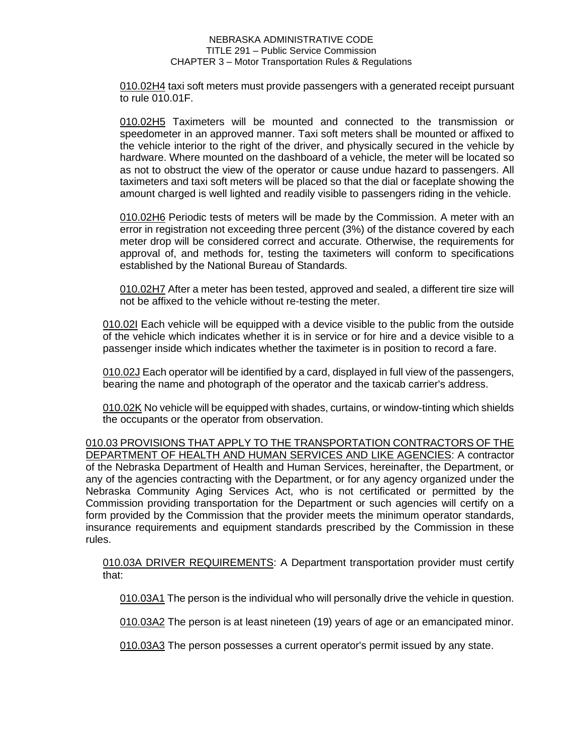010.02H4 taxi soft meters must provide passengers with a generated receipt pursuant to rule 010.01F.

010.02H5 Taximeters will be mounted and connected to the transmission or speedometer in an approved manner. Taxi soft meters shall be mounted or affixed to the vehicle interior to the right of the driver, and physically secured in the vehicle by hardware. Where mounted on the dashboard of a vehicle, the meter will be located so as not to obstruct the view of the operator or cause undue hazard to passengers. All taximeters and taxi soft meters will be placed so that the dial or faceplate showing the amount charged is well lighted and readily visible to passengers riding in the vehicle.

010.02H6 Periodic tests of meters will be made by the Commission. A meter with an error in registration not exceeding three percent (3%) of the distance covered by each meter drop will be considered correct and accurate. Otherwise, the requirements for approval of, and methods for, testing the taximeters will conform to specifications established by the National Bureau of Standards.

010.02H7 After a meter has been tested, approved and sealed, a different tire size will not be affixed to the vehicle without re-testing the meter.

010.02I Each vehicle will be equipped with a device visible to the public from the outside of the vehicle which indicates whether it is in service or for hire and a device visible to a passenger inside which indicates whether the taximeter is in position to record a fare.

010.02J Each operator will be identified by a card, displayed in full view of the passengers, bearing the name and photograph of the operator and the taxicab carrier's address.

010.02K No vehicle will be equipped with shades, curtains, or window-tinting which shields the occupants or the operator from observation.

010.03 PROVISIONS THAT APPLY TO THE TRANSPORTATION CONTRACTORS OF THE DEPARTMENT OF HEALTH AND HUMAN SERVICES AND LIKE AGENCIES: A contractor of the Nebraska Department of Health and Human Services, hereinafter, the Department, or any of the agencies contracting with the Department, or for any agency organized under the Nebraska Community Aging Services Act, who is not certificated or permitted by the Commission providing transportation for the Department or such agencies will certify on a form provided by the Commission that the provider meets the minimum operator standards, insurance requirements and equipment standards prescribed by the Commission in these rules.

010.03A DRIVER REQUIREMENTS: A Department transportation provider must certify that:

010.03A1 The person is the individual who will personally drive the vehicle in question.

010.03A2 The person is at least nineteen (19) years of age or an emancipated minor.

010.03A3 The person possesses a current operator's permit issued by any state.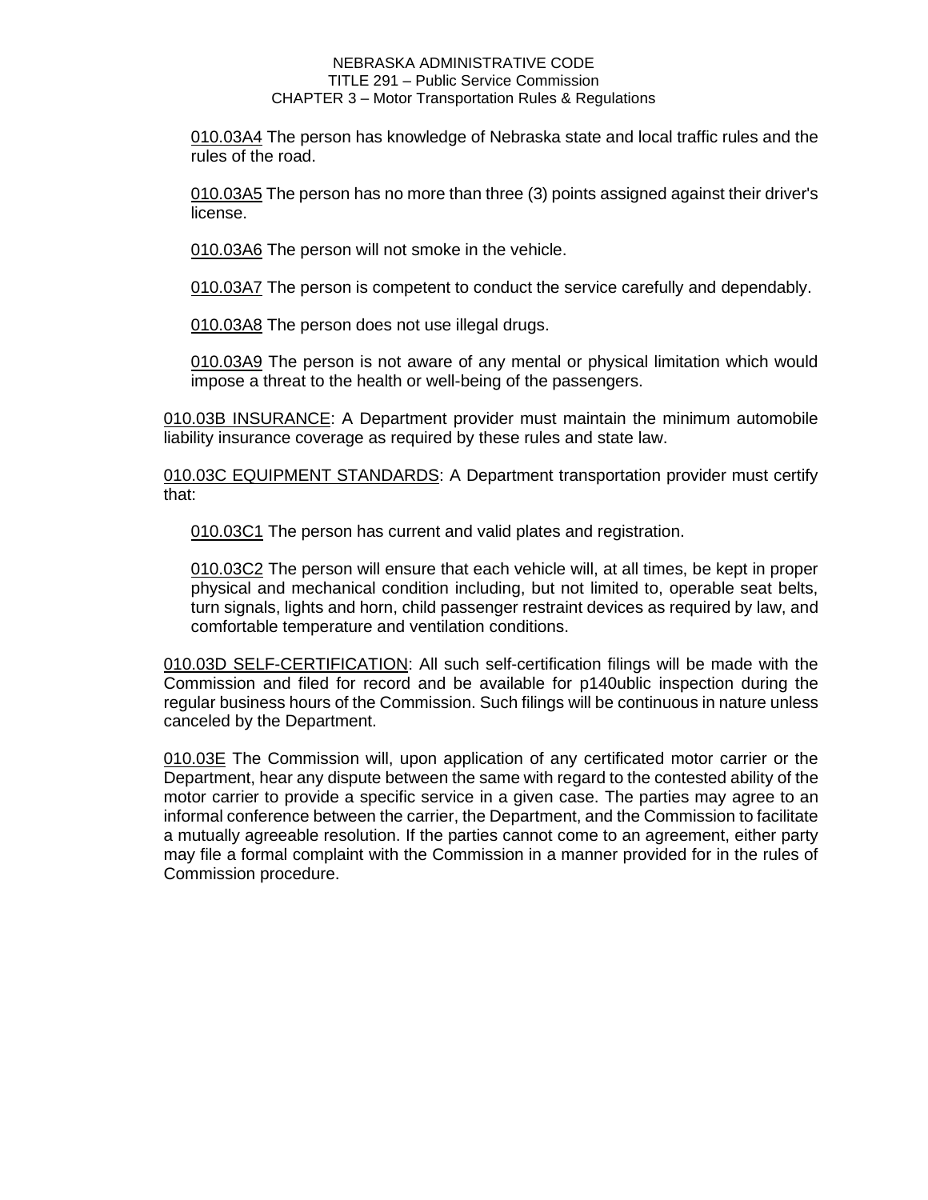010.03A4 The person has knowledge of Nebraska state and local traffic rules and the rules of the road.

010.03A5 The person has no more than three (3) points assigned against their driver's license.

010.03A6 The person will not smoke in the vehicle.

010.03A7 The person is competent to conduct the service carefully and dependably.

010.03A8 The person does not use illegal drugs.

010.03A9 The person is not aware of any mental or physical limitation which would impose a threat to the health or well-being of the passengers.

010.03B INSURANCE: A Department provider must maintain the minimum automobile liability insurance coverage as required by these rules and state law.

010.03C EQUIPMENT STANDARDS: A Department transportation provider must certify that:

010.03C1 The person has current and valid plates and registration.

010.03C2 The person will ensure that each vehicle will, at all times, be kept in proper physical and mechanical condition including, but not limited to, operable seat belts, turn signals, lights and horn, child passenger restraint devices as required by law, and comfortable temperature and ventilation conditions.

010.03D SELF-CERTIFICATION: All such self-certification filings will be made with the Commission and filed for record and be available for p140ublic inspection during the regular business hours of the Commission. Such filings will be continuous in nature unless canceled by the Department.

010.03E The Commission will, upon application of any certificated motor carrier or the Department, hear any dispute between the same with regard to the contested ability of the motor carrier to provide a specific service in a given case. The parties may agree to an informal conference between the carrier, the Department, and the Commission to facilitate a mutually agreeable resolution. If the parties cannot come to an agreement, either party may file a formal complaint with the Commission in a manner provided for in the rules of Commission procedure.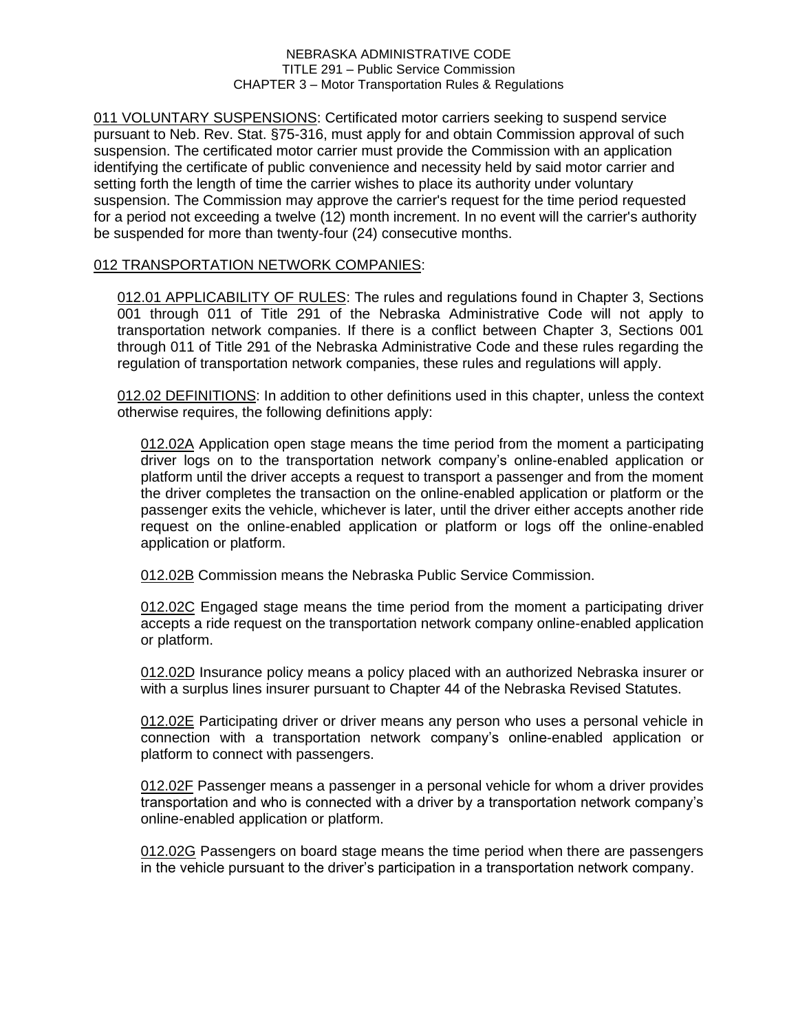011 VOLUNTARY SUSPENSIONS: Certificated motor carriers seeking to suspend service pursuant to Neb. Rev. Stat. §75-316, must apply for and obtain Commission approval of such suspension. The certificated motor carrier must provide the Commission with an application identifying the certificate of public convenience and necessity held by said motor carrier and setting forth the length of time the carrier wishes to place its authority under voluntary suspension. The Commission may approve the carrier's request for the time period requested for a period not exceeding a twelve (12) month increment. In no event will the carrier's authority be suspended for more than twenty-four (24) consecutive months.

012 TRANSPORTATION NETWORK COMPANIES:

012.01 APPLICABILITY OF RULES: The rules and regulations found in Chapter 3, Sections 001 through 011 of Title 291 of the Nebraska Administrative Code will not apply to transportation network companies. If there is a conflict between Chapter 3, Sections 001 through 011 of Title 291 of the Nebraska Administrative Code and these rules regarding the regulation of transportation network companies, these rules and regulations will apply.

012.02 DEFINITIONS: In addition to other definitions used in this chapter, unless the context otherwise requires, the following definitions apply:

012.02A Application open stage means the time period from the moment a participating driver logs on to the transportation network company's online-enabled application or platform until the driver accepts a request to transport a passenger and from the moment the driver completes the transaction on the online-enabled application or platform or the passenger exits the vehicle, whichever is later, until the driver either accepts another ride request on the online-enabled application or platform or logs off the online-enabled application or platform.

012.02B Commission means the Nebraska Public Service Commission.

012.02C Engaged stage means the time period from the moment a participating driver accepts a ride request on the transportation network company online-enabled application or platform.

012.02D Insurance policy means a policy placed with an authorized Nebraska insurer or with a surplus lines insurer pursuant to Chapter 44 of the Nebraska Revised Statutes.

012.02E Participating driver or driver means any person who uses a personal vehicle in connection with a transportation network company's online-enabled application or platform to connect with passengers.

012.02F Passenger means a passenger in a personal vehicle for whom a driver provides transportation and who is connected with a driver by a transportation network company's online-enabled application or platform.

012.02G Passengers on board stage means the time period when there are passengers in the vehicle pursuant to the driver's participation in a transportation network company.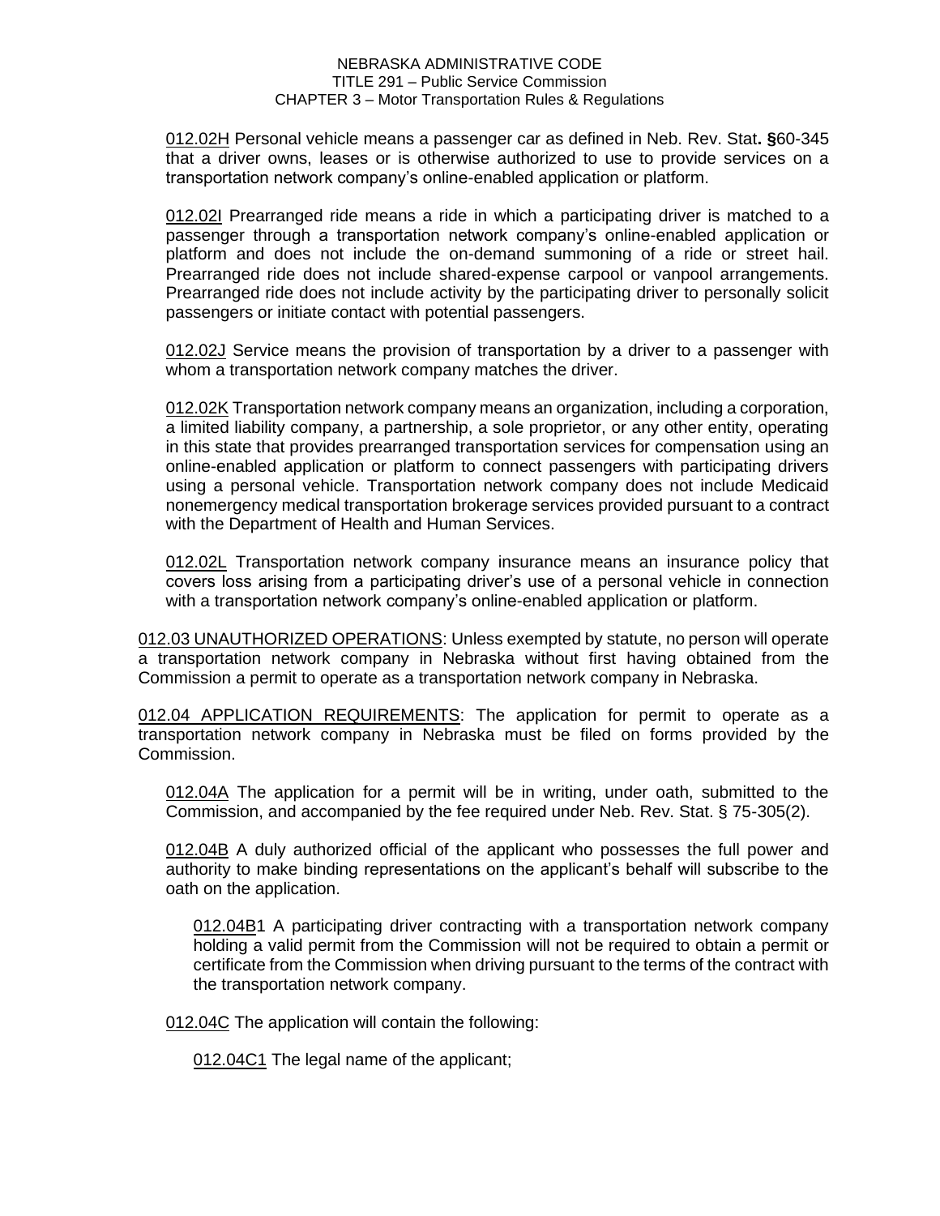012.02H Personal vehicle means a passenger car as defined in Neb. Rev. Stat. §60-345 that a driver owns, leases or is otherwise authorized to use to provide services on a transportation network company's online-enabled application or platform.

012.02I Prearranged ride means a ride in which a participating driver is matched to a passenger through a transportation network company's online-enabled application or platform and does not include the on-demand summoning of a ride or street hail. Prearranged ride does not include shared-expense carpool or vanpool arrangements. Prearranged ride does not include activity by the participating driver to personally solicit passengers or initiate contact with potential passengers.

012.02J Service means the provision of transportation by a driver to a passenger with whom a transportation network company matches the driver.

012.02K Transportation network company means an organization, including a corporation, a limited liability company, a partnership, a sole proprietor, or any other entity, operating in this state that provides prearranged transportation services for compensation using an online-enabled application or platform to connect passengers with participating drivers using a personal vehicle. Transportation network company does not include Medicaid nonemergency medical transportation brokerage services provided pursuant to a contract with the Department of Health and Human Services.

012.02L Transportation network company insurance means an insurance policy that covers loss arising from a participating driver's use of a personal vehicle in connection with a transportation network company's online-enabled application or platform.

012.03 UNAUTHORIZED OPERATIONS: Unless exempted by statute, no person will operate a transportation network company in Nebraska without first having obtained from the Commission a permit to operate as a transportation network company in Nebraska.

012.04 APPLICATION REQUIREMENTS: The application for permit to operate as a transportation network company in Nebraska must be filed on forms provided by the Commission.

012.04A The application for a permit will be in writing, under oath, submitted to the Commission, and accompanied by the fee required under Neb. Rev. Stat. § 75-305(2).

012.04B A duly authorized official of the applicant who possesses the full power and authority to make binding representations on the applicant's behalf will subscribe to the oath on the application.

012.04B1 A participating driver contracting with a transportation network company holding a valid permit from the Commission will not be required to obtain a permit or certificate from the Commission when driving pursuant to the terms of the contract with the transportation network company.

012.04C The application will contain the following:

012.04C1 The legal name of the applicant;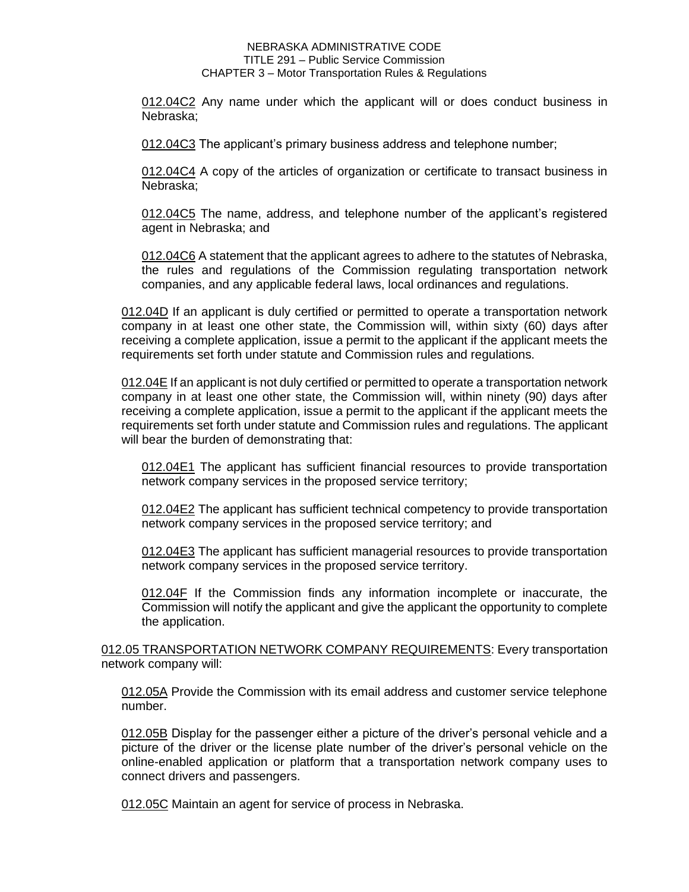012.04C2 Any name under which the applicant will or does conduct business in Nebraska;

012.04C3 The applicant's primary business address and telephone number;

012.04C4 A copy of the articles of organization or certificate to transact business in Nebraska;

012.04C5 The name, address, and telephone number of the applicant's registered agent in Nebraska; and

012.04C6 A statement that the applicant agrees to adhere to the statutes of Nebraska, the rules and regulations of the Commission regulating transportation network companies, and any applicable federal laws, local ordinances and regulations.

012.04D If an applicant is duly certified or permitted to operate a transportation network company in at least one other state, the Commission will, within sixty (60) days after receiving a complete application, issue a permit to the applicant if the applicant meets the requirements set forth under statute and Commission rules and regulations.

012.04E If an applicant is not duly certified or permitted to operate a transportation network company in at least one other state, the Commission will, within ninety (90) days after receiving a complete application, issue a permit to the applicant if the applicant meets the requirements set forth under statute and Commission rules and regulations. The applicant will bear the burden of demonstrating that:

012.04E1 The applicant has sufficient financial resources to provide transportation network company services in the proposed service territory;

012.04E2 The applicant has sufficient technical competency to provide transportation network company services in the proposed service territory; and

012.04E3 The applicant has sufficient managerial resources to provide transportation network company services in the proposed service territory.

012.04F If the Commission finds any information incomplete or inaccurate, the Commission will notify the applicant and give the applicant the opportunity to complete the application.

012.05 TRANSPORTATION NETWORK COMPANY REQUIREMENTS: Every transportation network company will:

012.05A Provide the Commission with its email address and customer service telephone number.

012.05B Display for the passenger either a picture of the driver's personal vehicle and a picture of the driver or the license plate number of the driver's personal vehicle on the online-enabled application or platform that a transportation network company uses to connect drivers and passengers.

012.05C Maintain an agent for service of process in Nebraska.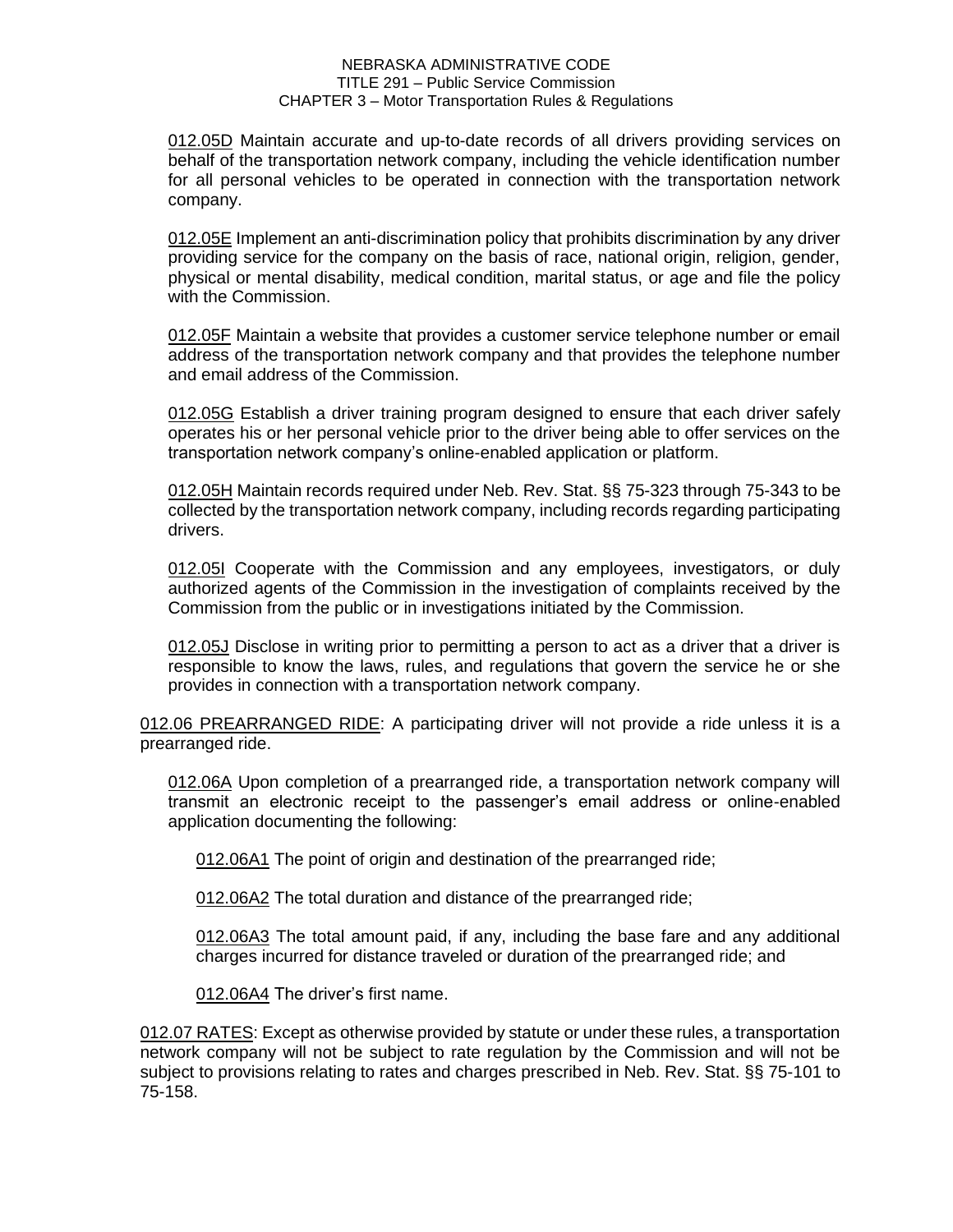012.05D Maintain accurate and up-to-date records of all drivers providing services on behalf of the transportation network company, including the vehicle identification number for all personal vehicles to be operated in connection with the transportation network company.

012.05E Implement an anti-discrimination policy that prohibits discrimination by any driver providing service for the company on the basis of race, national origin, religion, gender, physical or mental disability, medical condition, marital status, or age and file the policy with the Commission.

012.05F Maintain a website that provides a customer service telephone number or email address of the transportation network company and that provides the telephone number and email address of the Commission.

012.05G Establish a driver training program designed to ensure that each driver safely operates his or her personal vehicle prior to the driver being able to offer services on the transportation network company's online-enabled application or platform.

012.05H Maintain records required under Neb. Rev. Stat. §§ 75-323 through 75-343 to be collected by the transportation network company, including records regarding participating drivers.

012.05I Cooperate with the Commission and any employees, investigators, or duly authorized agents of the Commission in the investigation of complaints received by the Commission from the public or in investigations initiated by the Commission.

012.05J Disclose in writing prior to permitting a person to act as a driver that a driver is responsible to know the laws, rules, and regulations that govern the service he or she provides in connection with a transportation network company.

012.06 PREARRANGED RIDE: A participating driver will not provide a ride unless it is a prearranged ride.

012.06A Upon completion of a prearranged ride, a transportation network company will transmit an electronic receipt to the passenger's email address or online-enabled application documenting the following:

012.06A1 The point of origin and destination of the prearranged ride;

012.06A2 The total duration and distance of the prearranged ride;

012.06A3 The total amount paid, if any, including the base fare and any additional charges incurred for distance traveled or duration of the prearranged ride; and

012.06A4 The driver's first name.

012.07 RATES: Except as otherwise provided by statute or under these rules, a transportation network company will not be subject to rate regulation by the Commission and will not be subject to provisions relating to rates and charges prescribed in Neb. Rev. Stat. §§ 75-101 to 75-158.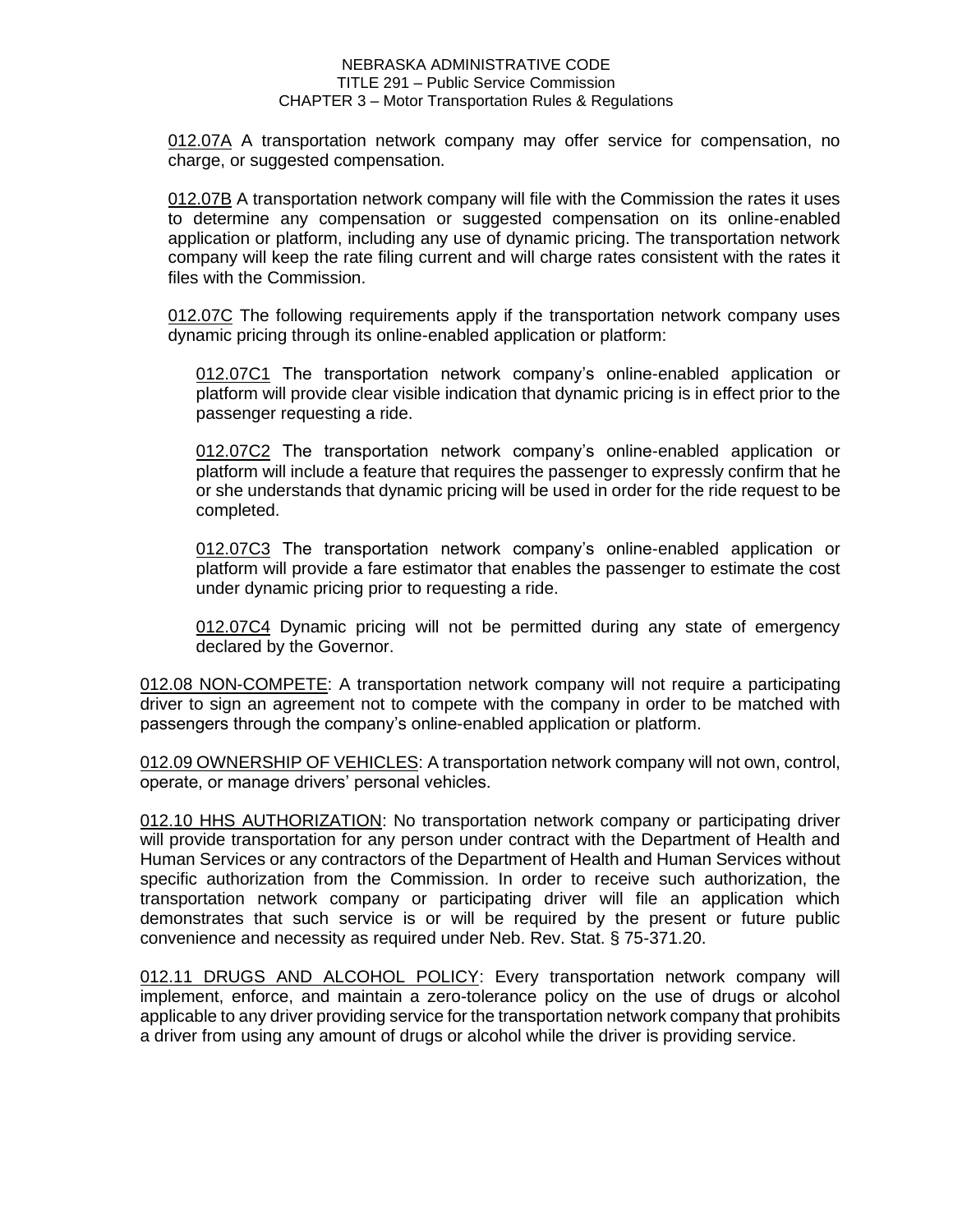012.07A A transportation network company may offer service for compensation, no charge, or suggested compensation.

012.07B A transportation network company will file with the Commission the rates it uses to determine any compensation or suggested compensation on its online-enabled application or platform, including any use of dynamic pricing. The transportation network company will keep the rate filing current and will charge rates consistent with the rates it files with the Commission.

012.07C The following requirements apply if the transportation network company uses dynamic pricing through its online-enabled application or platform:

012.07C1 The transportation network company's online-enabled application or platform will provide clear visible indication that dynamic pricing is in effect prior to the passenger requesting a ride.

012.07C2 The transportation network company's online-enabled application or platform will include a feature that requires the passenger to expressly confirm that he or she understands that dynamic pricing will be used in order for the ride request to be completed.

012.07C3 The transportation network company's online-enabled application or platform will provide a fare estimator that enables the passenger to estimate the cost under dynamic pricing prior to requesting a ride.

012.07C4 Dynamic pricing will not be permitted during any state of emergency declared by the Governor.

012.08 NON-COMPETE: A transportation network company will not require a participating driver to sign an agreement not to compete with the company in order to be matched with passengers through the company's online-enabled application or platform.

012.09 OWNERSHIP OF VEHICLES: A transportation network company will not own, control, operate, or manage drivers' personal vehicles.

012.10 HHS AUTHORIZATION: No transportation network company or participating driver will provide transportation for any person under contract with the Department of Health and Human Services or any contractors of the Department of Health and Human Services without specific authorization from the Commission. In order to receive such authorization, the transportation network company or participating driver will file an application which demonstrates that such service is or will be required by the present or future public convenience and necessity as required under Neb. Rev. Stat. § 75-371.20.

012.11 DRUGS AND ALCOHOL POLICY: Every transportation network company will implement, enforce, and maintain a zero-tolerance policy on the use of drugs or alcohol applicable to any driver providing service for the transportation network company that prohibits a driver from using any amount of drugs or alcohol while the driver is providing service.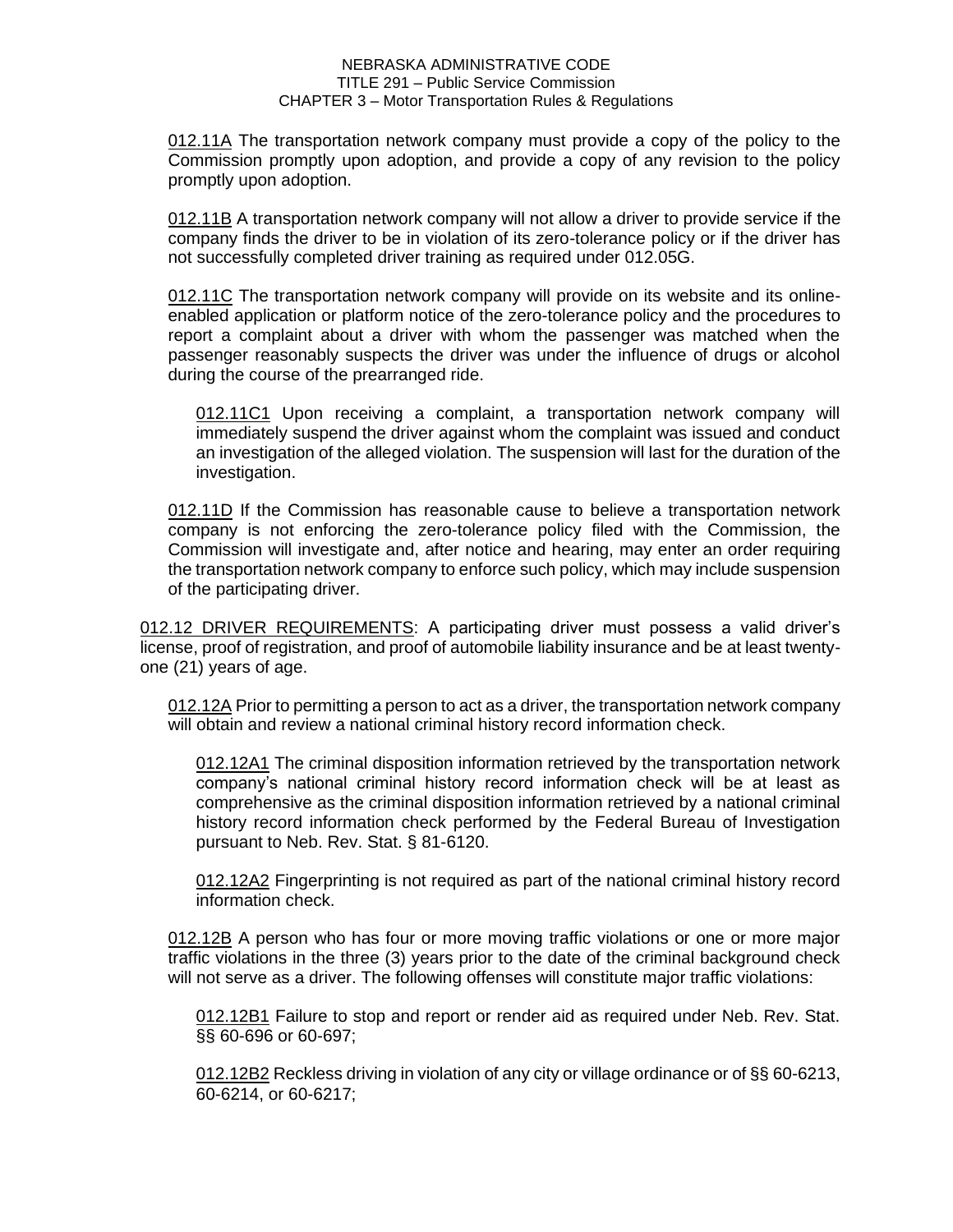012.11A The transportation network company must provide a copy of the policy to the Commission promptly upon adoption, and provide a copy of any revision to the policy promptly upon adoption.

012.11B A transportation network company will not allow a driver to provide service if the company finds the driver to be in violation of its zero-tolerance policy or if the driver has not successfully completed driver training as required under 012.05G.

012.11C The transportation network company will provide on its website and its online-enabled application or platform notice of the zero-tolerance policy and the procedures to report a complaint about a driver with whom the passenger was matched when the passenger reasonably suspects the driver was under the influence of drugs or alcohol during the course of the prearranged ride.

012.11C1 Upon receiving a complaint, a transportation network company will immediately suspend the driver against whom the complaint was issued and conduct an investigation of the alleged violation. The suspension will last for the duration of the investigation.

012.11D If the Commission has reasonable cause to believe a transportation network company is not enforcing the zero-tolerance policy filed with the Commission, the Commission will investigate and, after notice and hearing, may enter an order requiring the transportation network company to enforce such policy, which may include suspension of the participating driver.

012.12 DRIVER REQUIREMENTS: A participating driver must possess a valid driver's license, proof of registration, and proof of automobile liability insurance and be at least twenty-one (21) years of age.

012.12A Prior to permitting a person to act as a driver, the transportation network company will obtain and review a national criminal history record information check.

012.12A1 The criminal disposition information retrieved by the transportation network company's national criminal history record information check will be at least as comprehensive as the criminal disposition information retrieved by a national criminal history record information check performed by the Federal Bureau of Investigation pursuant to Neb. Rev. Stat. § 81-6120.

012.12A2 Fingerprinting is not required as part of the national criminal history record information check.

012.12B A person who has four or more moving traffic violations or one or more major traffic violations in the three (3) years prior to the date of the criminal background check will not serve as a driver. The following offenses will constitute major traffic violations:

012.12B1 Failure to stop and report or render aid as required under Neb. Rev. Stat. §§ 60-696 or 60-697;

012.12B2 Reckless driving in violation of any city or village ordinance or of §§ 60-6213, 60-6214, or 60-6217;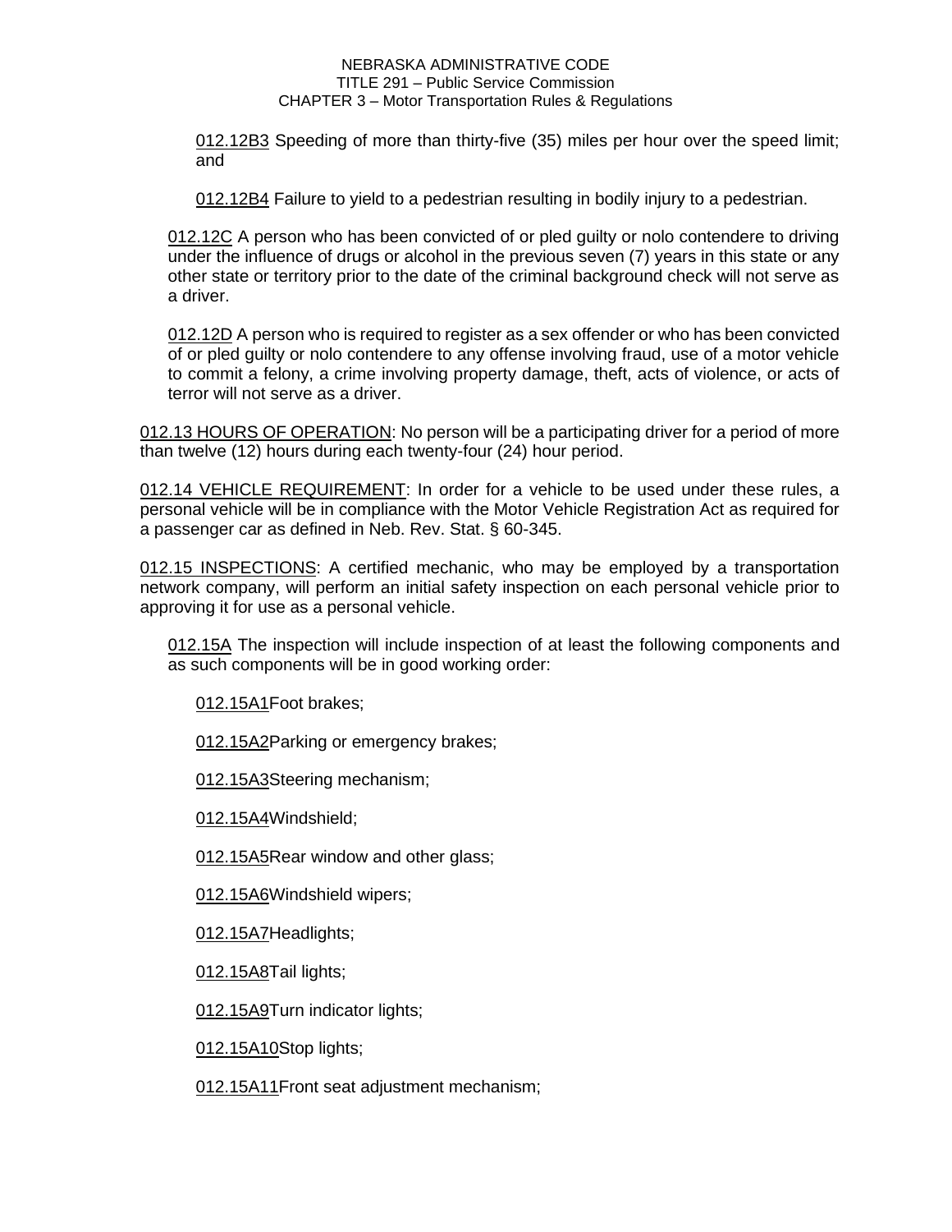012.12B3 Speeding of more than thirty-five (35) miles per hour over the speed limit; and

012.12B4 Failure to yield to a pedestrian resulting in bodily injury to a pedestrian.

012.12C A person who has been convicted of or pled guilty or nolo contendere to driving under the influence of drugs or alcohol in the previous seven (7) years in this state or any other state or territory prior to the date of the criminal background check will not serve as a driver.

012.12D A person who is required to register as a sex offender or who has been convicted of or pled guilty or nolo contendere to any offense involving fraud, use of a motor vehicle to commit a felony, a crime involving property damage, theft, acts of violence, or acts of terror will not serve as a driver.

012.13 HOURS OF OPERATION: No person will be a participating driver for a period of more than twelve (12) hours during each twenty-four (24) hour period.

012.14 VEHICLE REQUIREMENT: In order for a vehicle to be used under these rules, a personal vehicle will be in compliance with the Motor Vehicle Registration Act as required for a passenger car as defined in Neb. Rev. Stat. § 60-345.

012.15 INSPECTIONS: A certified mechanic, who may be employed by a transportation network company, will perform an initial safety inspection on each personal vehicle prior to approving it for use as a personal vehicle.

012.15A The inspection will include inspection of at least the following components and as such components will be in good working order:

012.15A1Foot brakes;

012.15A2Parking or emergency brakes;

012.15A3Steering mechanism;

012.15A4Windshield;

012.15A5Rear window and other glass;

012.15A6Windshield wipers;

012.15A7Headlights;

012.15A8Tail lights;

012.15A9Turn indicator lights;

012.15A10Stop lights;

012.15A11Front seat adjustment mechanism;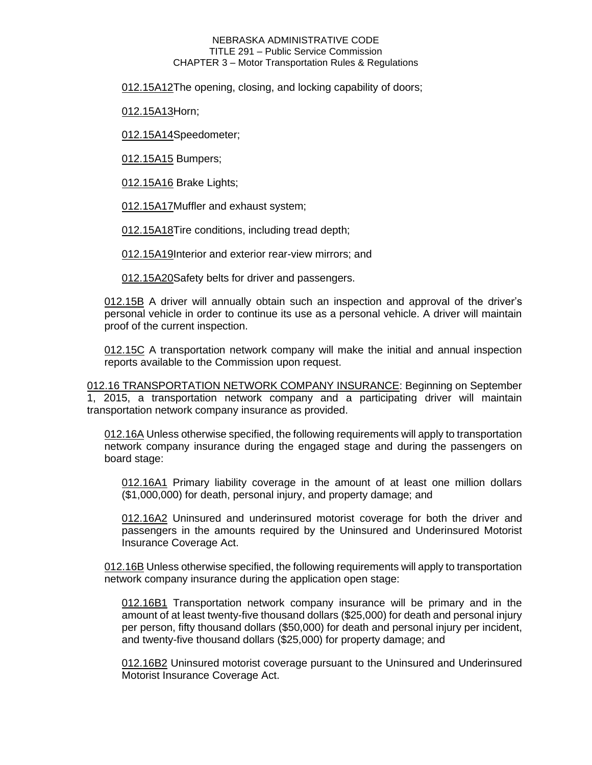012.15A12The opening, closing, and locking capability of doors;

012.15A13Horn;

012.15A14Speedometer;

012.15A15 Bumpers;

012.15A16 Brake Lights;

012.15A17Muffler and exhaust system;

012.15A18Tire conditions, including tread depth;

012.15A19Interior and exterior rear-view mirrors; and

012.15A20Safety belts for driver and passengers.

012.15B A driver will annually obtain such an inspection and approval of the driver's personal vehicle in order to continue its use as a personal vehicle. A driver will maintain proof of the current inspection.

012.15C A transportation network company will make the initial and annual inspection reports available to the Commission upon request.

012.16 TRANSPORTATION NETWORK COMPANY INSURANCE: Beginning on September 1, 2015, a transportation network company and a participating driver will maintain transportation network company insurance as provided.

012.16A Unless otherwise specified, the following requirements will apply to transportation network company insurance during the engaged stage and during the passengers on board stage:

012.16A1 Primary liability coverage in the amount of at least one million dollars ($1,000,000) for death, personal injury, and property damage; and

012.16A2 Uninsured and underinsured motorist coverage for both the driver and passengers in the amounts required by the Uninsured and Underinsured Motorist Insurance Coverage Act.

012.16B Unless otherwise specified, the following requirements will apply to transportation network company insurance during the application open stage:

012.16B1 Transportation network company insurance will be primary and in the amount of at least twenty-five thousand dollars ($25,000) for death and personal injury per person, fifty thousand dollars ($50,000) for death and personal injury per incident, and twenty-five thousand dollars ($25,000) for property damage; and

012.16B2 Uninsured motorist coverage pursuant to the Uninsured and Underinsured Motorist Insurance Coverage Act.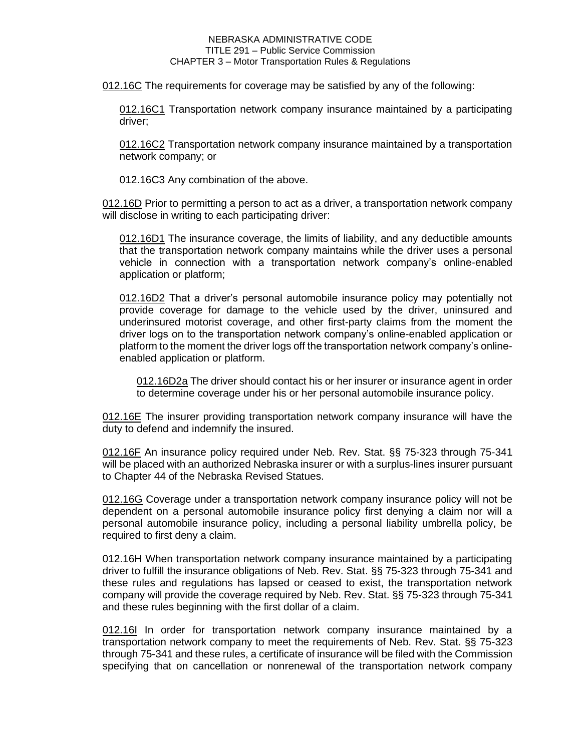012.16C The requirements for coverage may be satisfied by any of the following:

012.16C1 Transportation network company insurance maintained by a participating driver;

012.16C2 Transportation network company insurance maintained by a transportation network company; or

012.16C3 Any combination of the above.

012.16D Prior to permitting a person to act as a driver, a transportation network company will disclose in writing to each participating driver:

012.16D1 The insurance coverage, the limits of liability, and any deductible amounts that the transportation network company maintains while the driver uses a personal vehicle in connection with a transportation network company's online-enabled application or platform;

012.16D2 That a driver's personal automobile insurance policy may potentially not provide coverage for damage to the vehicle used by the driver, uninsured and underinsured motorist coverage, and other first-party claims from the moment the driver logs on to the transportation network company's online-enabled application or platform to the moment the driver logs off the transportation network company's online-enabled application or platform.

012.16D2a The driver should contact his or her insurer or insurance agent in order to determine coverage under his or her personal automobile insurance policy.

012.16E The insurer providing transportation network company insurance will have the duty to defend and indemnify the insured.

012.16F An insurance policy required under Neb. Rev. Stat. §§ 75-323 through 75-341 will be placed with an authorized Nebraska insurer or with a surplus-lines insurer pursuant to Chapter 44 of the Nebraska Revised Statues.

012.16G Coverage under a transportation network company insurance policy will not be dependent on a personal automobile insurance policy first denying a claim nor will a personal automobile insurance policy, including a personal liability umbrella policy, be required to first deny a claim.

012.16H When transportation network company insurance maintained by a participating driver to fulfill the insurance obligations of Neb. Rev. Stat. §§ 75-323 through 75-341 and these rules and regulations has lapsed or ceased to exist, the transportation network company will provide the coverage required by Neb. Rev. Stat. §§ 75-323 through 75-341 and these rules beginning with the first dollar of a claim.

012.16I In order for transportation network company insurance maintained by a transportation network company to meet the requirements of Neb. Rev. Stat. §§ 75-323 through 75-341 and these rules, a certificate of insurance will be filed with the Commission specifying that on cancellation or nonrenewal of the transportation network company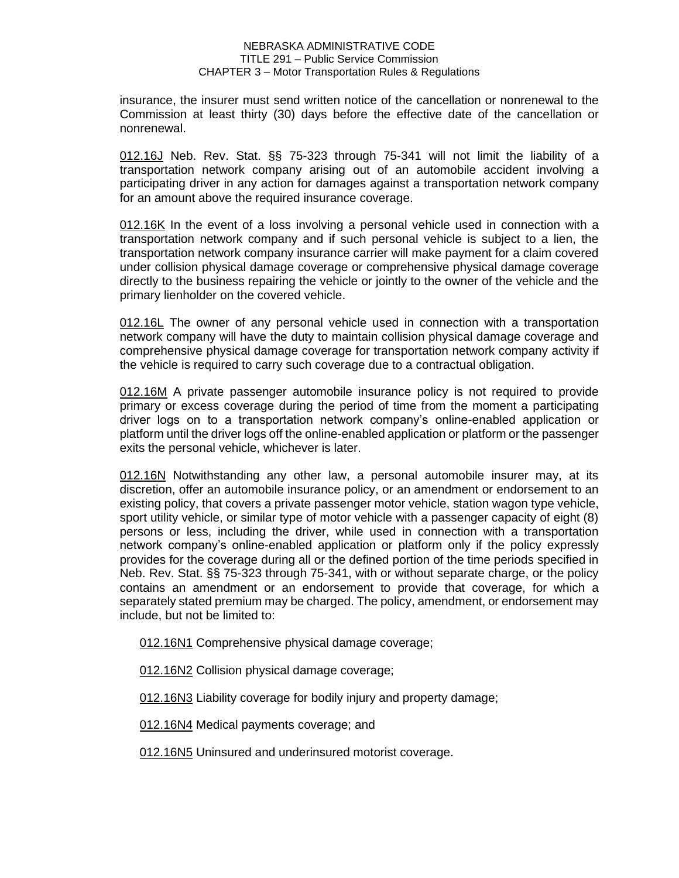insurance, the insurer must send written notice of the cancellation or nonrenewal to the Commission at least thirty (30) days before the effective date of the cancellation or nonrenewal.

<u>012.16J</u> Neb. Rev. Stat. §§ 75-323 through 75-341 will not limit the liability of a transportation network company arising out of an automobile accident involving a participating driver in any action for damages against a transportation network company for an amount above the required insurance coverage.

<u>012.16K</u> In the event of a loss involving a personal vehicle used in connection with a transportation network company and if such personal vehicle is subject to a lien, the transportation network company insurance carrier will make payment for a claim covered under collision physical damage coverage or comprehensive physical damage coverage directly to the business repairing the vehicle or jointly to the owner of the vehicle and the primary lienholder on the covered vehicle.

<u>012.16L</u> The owner of any personal vehicle used in connection with a transportation network company will have the duty to maintain collision physical damage coverage and comprehensive physical damage coverage for transportation network company activity if the vehicle is required to carry such coverage due to a contractual obligation.

<u>012.16M</u> A private passenger automobile insurance policy is not required to provide primary or excess coverage during the period of time from the moment a participating driver logs on to a transportation network company's online-enabled application or platform until the driver logs off the online-enabled application or platform or the passenger exits the personal vehicle, whichever is later.

<u>012.16N</u> Notwithstanding any other law, a personal automobile insurer may, at its discretion, offer an automobile insurance policy, or an amendment or endorsement to an existing policy, that covers a private passenger motor vehicle, station wagon type vehicle, sport utility vehicle, or similar type of motor vehicle with a passenger capacity of eight (8) persons or less, including the driver, while used in connection with a transportation network company's online-enabled application or platform only if the policy expressly provides for the coverage during all or the defined portion of the time periods specified in Neb. Rev. Stat. §§ 75-323 through 75-341, with or without separate charge, or the policy contains an amendment or an endorsement to provide that coverage, for which a separately stated premium may be charged. The policy, amendment, or endorsement may include, but not be limited to:

<u>012.16N1</u> Comprehensive physical damage coverage;

<u>012.16N2</u> Collision physical damage coverage;

<u>012.16N3</u> Liability coverage for bodily injury and property damage;

<u>012.16N4</u> Medical payments coverage; and

<u>012.16N5</u> Uninsured and underinsured motorist coverage.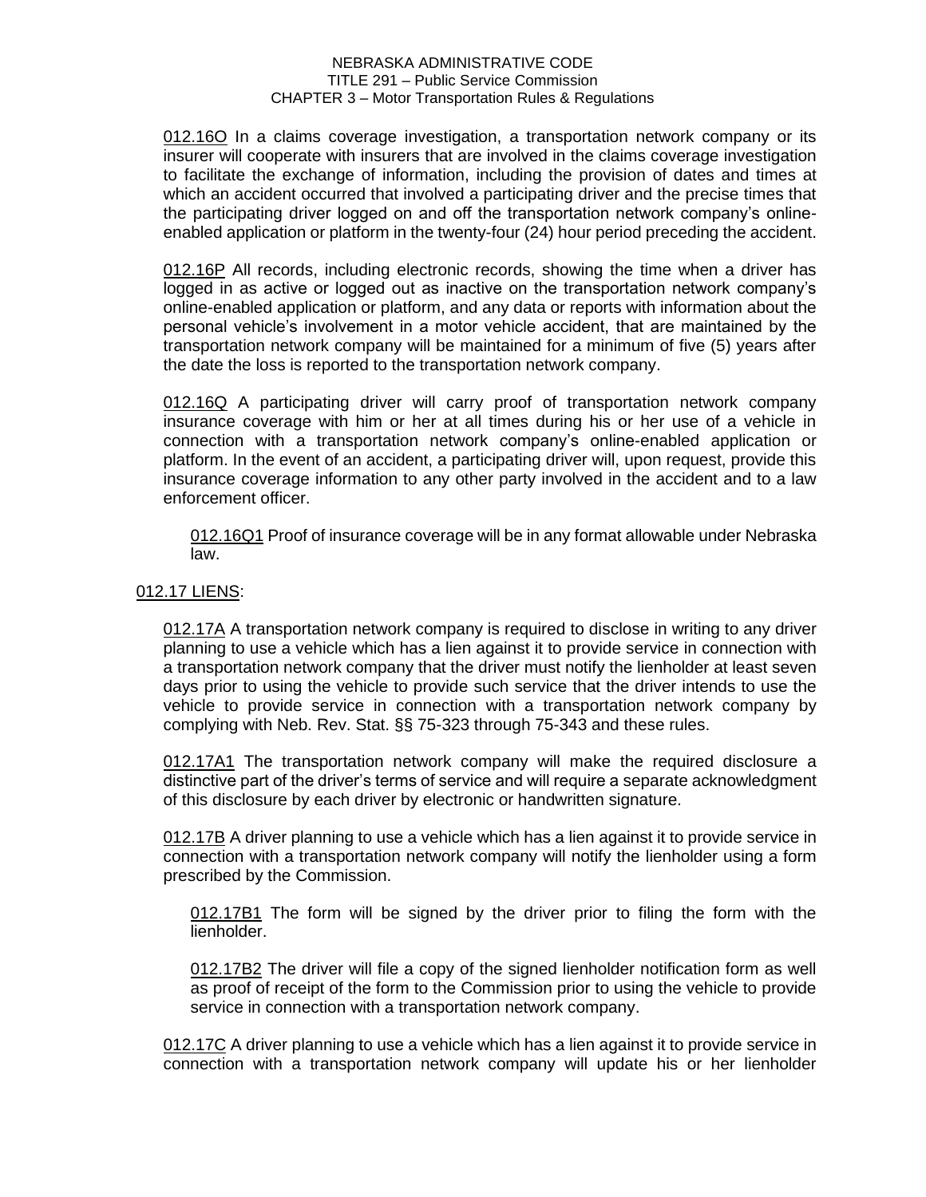012.16O In a claims coverage investigation, a transportation network company or its insurer will cooperate with insurers that are involved in the claims coverage investigation to facilitate the exchange of information, including the provision of dates and times at which an accident occurred that involved a participating driver and the precise times that the participating driver logged on and off the transportation network company's online-enabled application or platform in the twenty-four (24) hour period preceding the accident.

012.16P All records, including electronic records, showing the time when a driver has logged in as active or logged out as inactive on the transportation network company's online-enabled application or platform, and any data or reports with information about the personal vehicle's involvement in a motor vehicle accident, that are maintained by the transportation network company will be maintained for a minimum of five (5) years after the date the loss is reported to the transportation network company.

012.16Q A participating driver will carry proof of transportation network company insurance coverage with him or her at all times during his or her use of a vehicle in connection with a transportation network company's online-enabled application or platform. In the event of an accident, a participating driver will, upon request, provide this insurance coverage information to any other party involved in the accident and to a law enforcement officer.

> 012.16Q1 Proof of insurance coverage will be in any format allowable under Nebraska law.

012.17 LIENS:

012.17A A transportation network company is required to disclose in writing to any driver planning to use a vehicle which has a lien against it to provide service in connection with a transportation network company that the driver must notify the lienholder at least seven days prior to using the vehicle to provide such service that the driver intends to use the vehicle to provide service in connection with a transportation network company by complying with Neb. Rev. Stat. §§ 75-323 through 75-343 and these rules.

012.17A1 The transportation network company will make the required disclosure a distinctive part of the driver's terms of service and will require a separate acknowledgment of this disclosure by each driver by electronic or handwritten signature.

012.17B A driver planning to use a vehicle which has a lien against it to provide service in connection with a transportation network company will notify the lienholder using a form prescribed by the Commission.

> 012.17B1 The form will be signed by the driver prior to filing the form with the lienholder.
>
> 012.17B2 The driver will file a copy of the signed lienholder notification form as well as proof of receipt of the form to the Commission prior to using the vehicle to provide service in connection with a transportation network company.

012.17C A driver planning to use a vehicle which has a lien against it to provide service in connection with a transportation network company will update his or her lienholder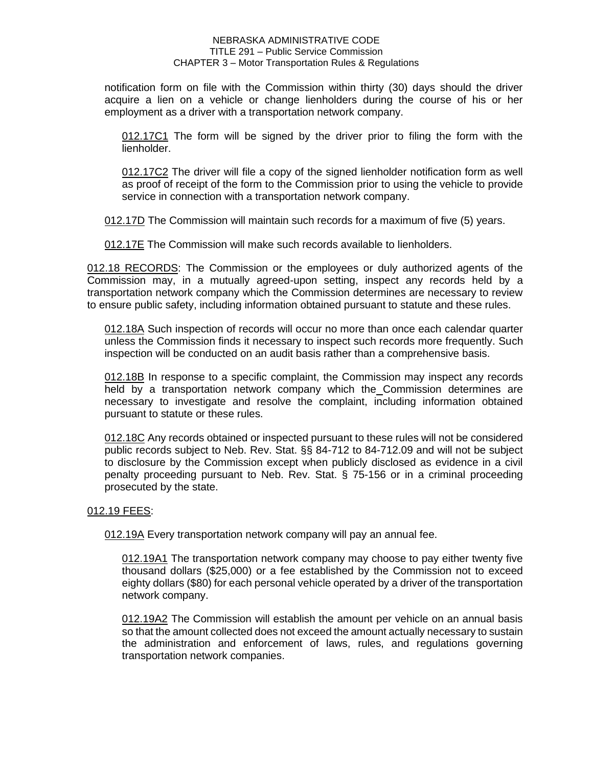notification form on file with the Commission within thirty (30) days should the driver acquire a lien on a vehicle or change lienholders during the course of his or her employment as a driver with a transportation network company.

012.17C1 The form will be signed by the driver prior to filing the form with the lienholder.

012.17C2 The driver will file a copy of the signed lienholder notification form as well as proof of receipt of the form to the Commission prior to using the vehicle to provide service in connection with a transportation network company.

012.17D The Commission will maintain such records for a maximum of five (5) years.

012.17E The Commission will make such records available to lienholders.

012.18 RECORDS: The Commission or the employees or duly authorized agents of the Commission may, in a mutually agreed-upon setting, inspect any records held by a transportation network company which the Commission determines are necessary to review to ensure public safety, including information obtained pursuant to statute and these rules.

012.18A Such inspection of records will occur no more than once each calendar quarter unless the Commission finds it necessary to inspect such records more frequently. Such inspection will be conducted on an audit basis rather than a comprehensive basis.

012.18B In response to a specific complaint, the Commission may inspect any records held by a transportation network company which the Commission determines are necessary to investigate and resolve the complaint, including information obtained pursuant to statute or these rules.

012.18C Any records obtained or inspected pursuant to these rules will not be considered public records subject to Neb. Rev. Stat. §§ 84-712 to 84-712.09 and will not be subject to disclosure by the Commission except when publicly disclosed as evidence in a civil penalty proceeding pursuant to Neb. Rev. Stat. § 75-156 or in a criminal proceeding prosecuted by the state.

012.19 FEES:

012.19A Every transportation network company will pay an annual fee.

012.19A1 The transportation network company may choose to pay either twenty five thousand dollars ($25,000) or a fee established by the Commission not to exceed eighty dollars ($80) for each personal vehicle operated by a driver of the transportation network company.

012.19A2 The Commission will establish the amount per vehicle on an annual basis so that the amount collected does not exceed the amount actually necessary to sustain the administration and enforcement of laws, rules, and regulations governing transportation network companies.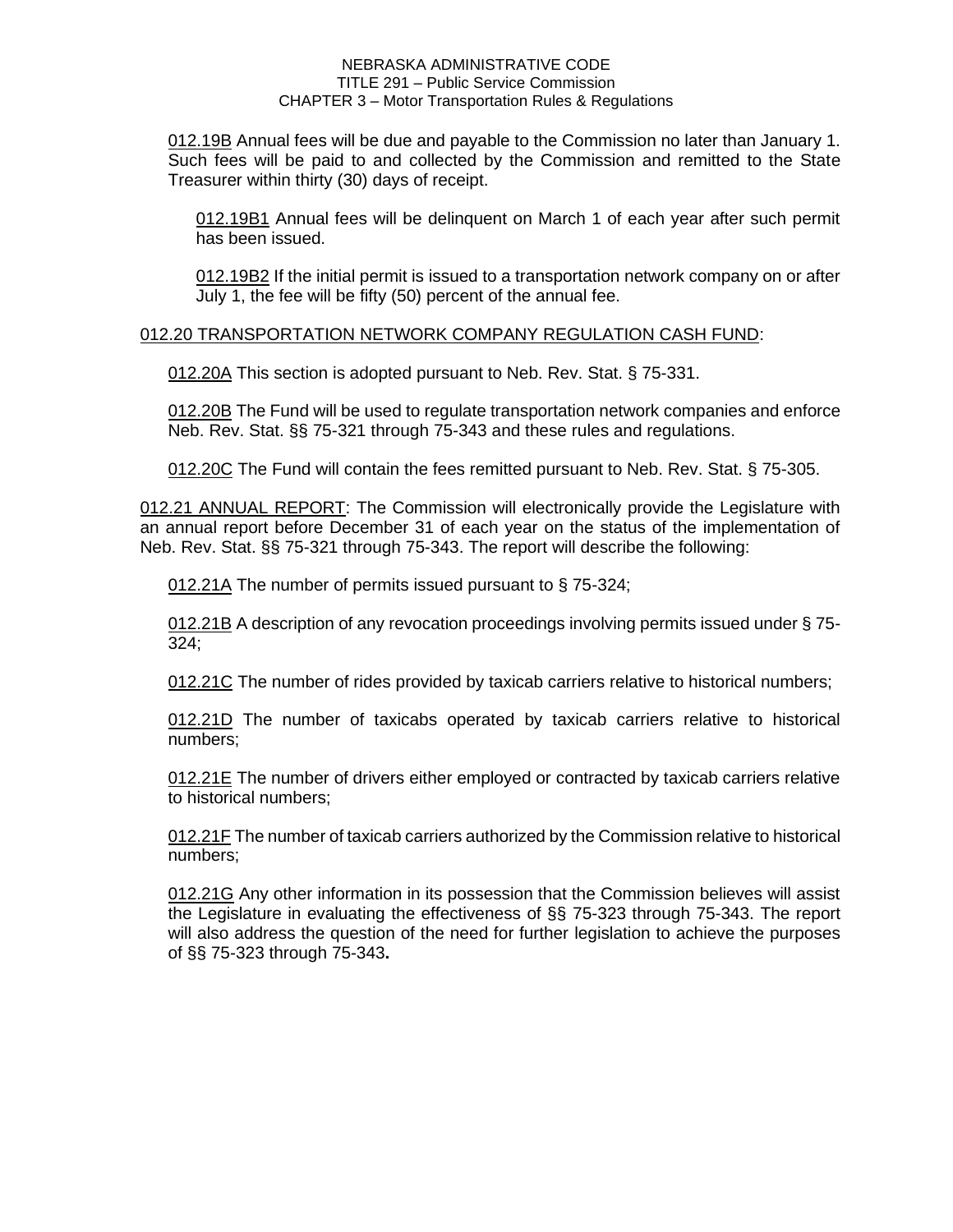012.19B Annual fees will be due and payable to the Commission no later than January 1. Such fees will be paid to and collected by the Commission and remitted to the State Treasurer within thirty (30) days of receipt.

012.19B1 Annual fees will be delinquent on March 1 of each year after such permit has been issued.

012.19B2 If the initial permit is issued to a transportation network company on or after July 1, the fee will be fifty (50) percent of the annual fee.

012.20 TRANSPORTATION NETWORK COMPANY REGULATION CASH FUND:

012.20A This section is adopted pursuant to Neb. Rev. Stat. § 75-331.

012.20B The Fund will be used to regulate transportation network companies and enforce Neb. Rev. Stat. §§ 75-321 through 75-343 and these rules and regulations.

012.20C The Fund will contain the fees remitted pursuant to Neb. Rev. Stat. § 75-305.

012.21 ANNUAL REPORT: The Commission will electronically provide the Legislature with an annual report before December 31 of each year on the status of the implementation of Neb. Rev. Stat. §§ 75-321 through 75-343. The report will describe the following:

012.21A The number of permits issued pursuant to § 75-324;

012.21B A description of any revocation proceedings involving permits issued under § 75-324;

012.21C The number of rides provided by taxicab carriers relative to historical numbers;

012.21D The number of taxicabs operated by taxicab carriers relative to historical numbers;

012.21E The number of drivers either employed or contracted by taxicab carriers relative to historical numbers;

012.21F The number of taxicab carriers authorized by the Commission relative to historical numbers;

012.21G Any other information in its possession that the Commission believes will assist the Legislature in evaluating the effectiveness of §§ 75-323 through 75-343. The report will also address the question of the need for further legislation to achieve the purposes of §§ 75-323 through 75-343.